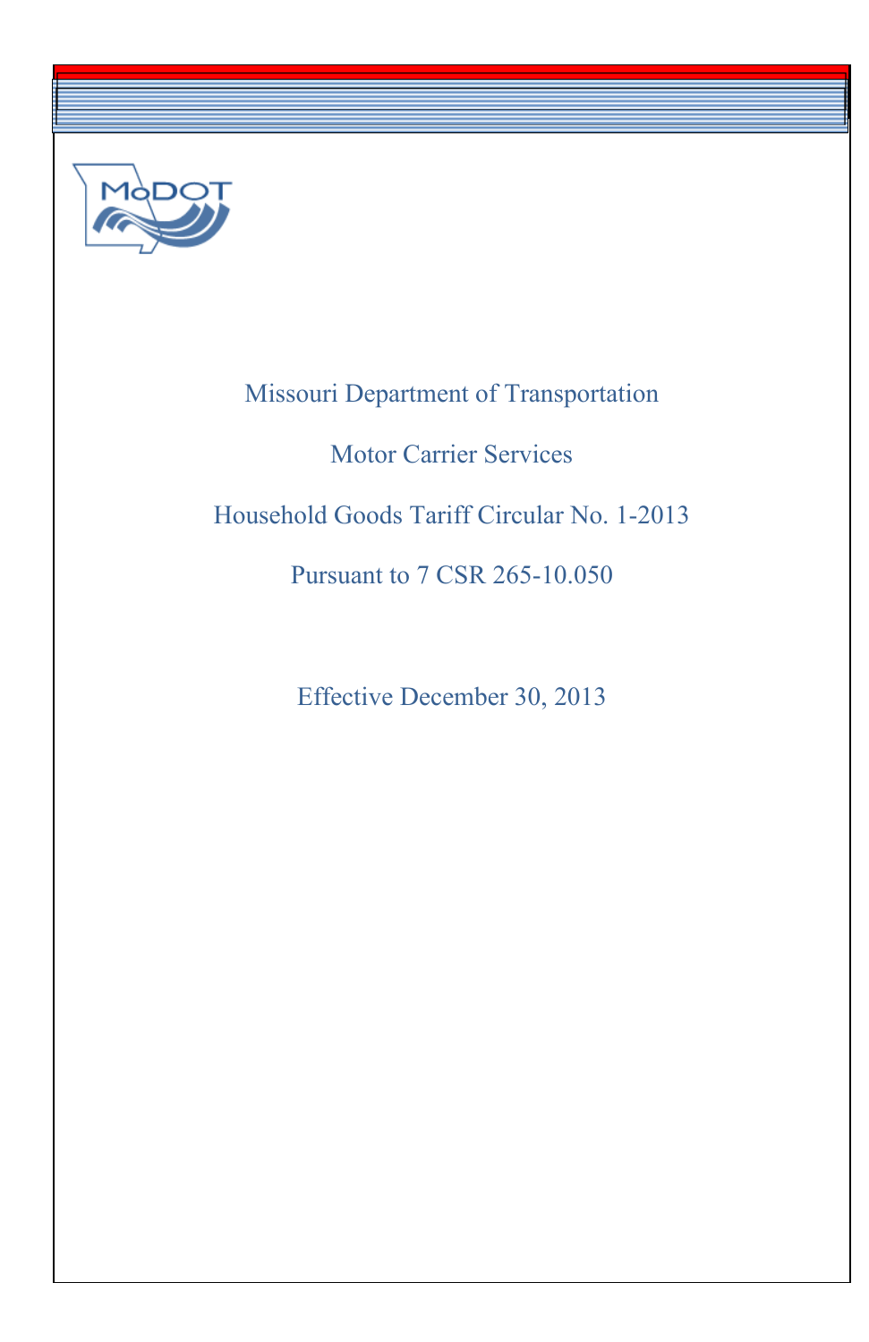# Missouri Department of Transportation

## Motor Carrier Services

## Household Goods Tariff Circular No. 1-2013

## Pursuant to 7 CSR 265-10.050

Effective December 30, 2013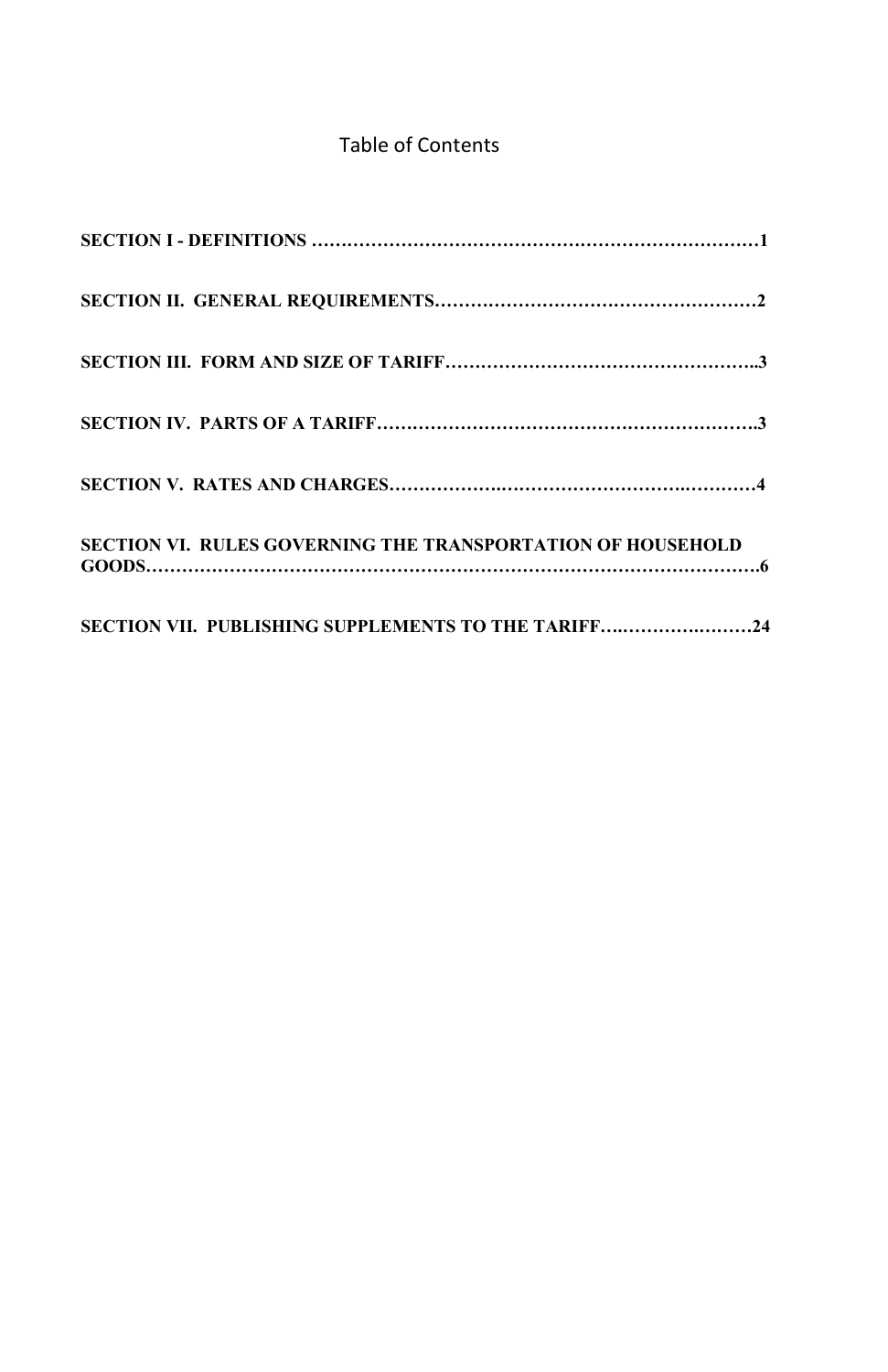# Table of Contents

**SECTION I - DEFINITIONS ………………………………………………………………1**

**SECTION II. GENERAL REQUIREMENTS………………………………………………2**

**SECTION III. FORM AND SIZE OF TARIFF……………………………………………..3**

**SECTION IV. PARTS OF A TARIFF………………………………………………………..3**

**SECTION V. RATES AND CHARGES…………….…………………………….…………4**

**SECTION VI. RULES GOVERNING THE TRANSPORTATION OF HOUSEHOLD GOODS……………………………………………………………………………………….6**

**SECTION VII. PUBLISHING SUPPLEMENTS TO THE TARIFF….………….…………24**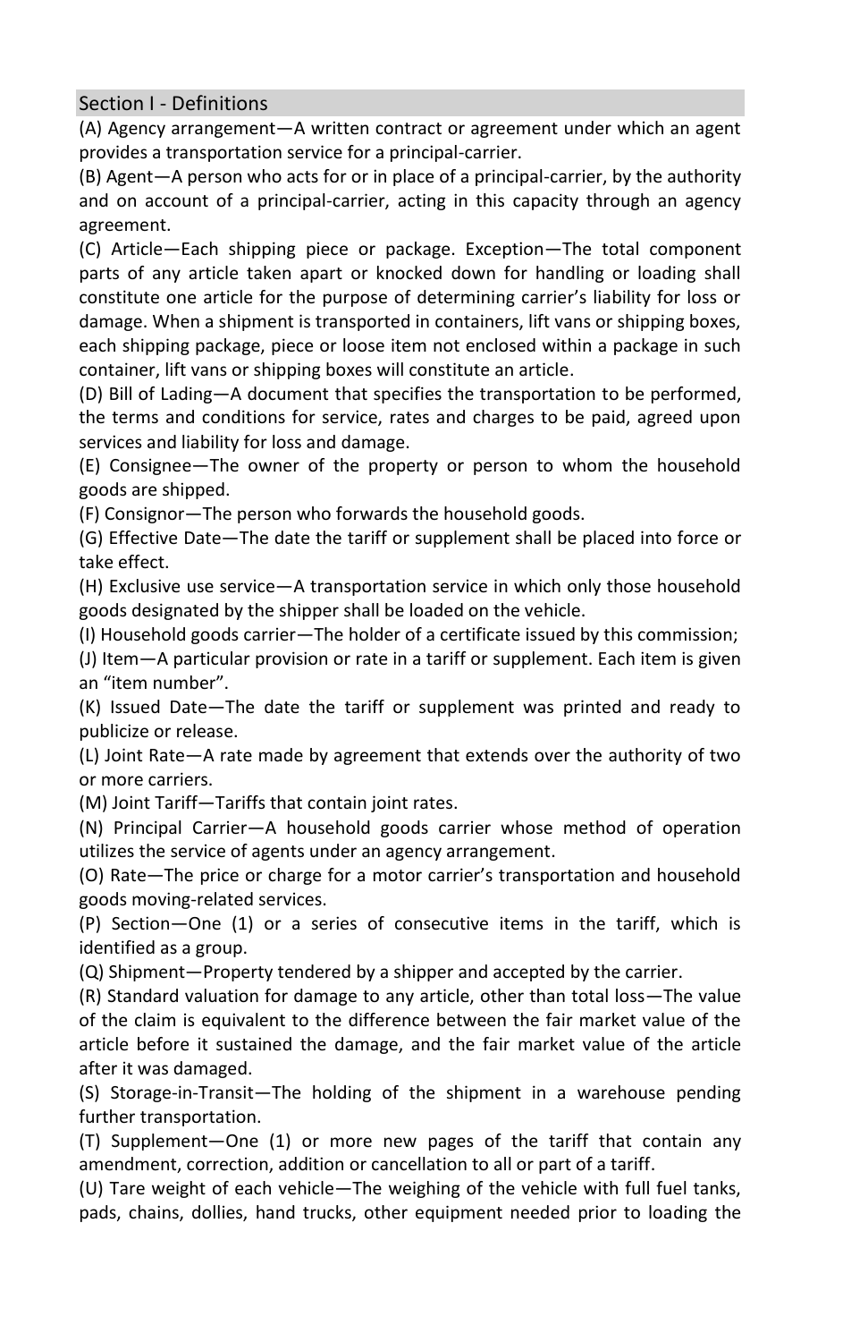## Section I - Definitions

(A) Agency arrangement—A written contract or agreement under which an agent provides a transportation service for a principal-carrier.

(B) Agent—A person who acts for or in place of a principal-carrier, by the authority and on account of a principal-carrier, acting in this capacity through an agency agreement.

(C) Article—Each shipping piece or package. Exception—The total component parts of any article taken apart or knocked down for handling or loading shall constitute one article for the purpose of determining carrier's liability for loss or damage. When a shipment is transported in containers, lift vans or shipping boxes, each shipping package, piece or loose item not enclosed within a package in such container, lift vans or shipping boxes will constitute an article.

(D) Bill of Lading—A document that specifies the transportation to be performed, the terms and conditions for service, rates and charges to be paid, agreed upon services and liability for loss and damage.

(E) Consignee—The owner of the property or person to whom the household goods are shipped.

(F) Consignor—The person who forwards the household goods.

(G) Effective Date—The date the tariff or supplement shall be placed into force or take effect.

(H) Exclusive use service—A transportation service in which only those household goods designated by the shipper shall be loaded on the vehicle.

(I) Household goods carrier—The holder of a certificate issued by this commission;

(J) Item—A particular provision or rate in a tariff or supplement. Each item is given an "item number".

(K) Issued Date—The date the tariff or supplement was printed and ready to publicize or release.

(L) Joint Rate—A rate made by agreement that extends over the authority of two or more carriers.

(M) Joint Tariff—Tariffs that contain joint rates.

(N) Principal Carrier—A household goods carrier whose method of operation utilizes the service of agents under an agency arrangement.

(O) Rate—The price or charge for a motor carrier's transportation and household goods moving-related services.

(P) Section—One (1) or a series of consecutive items in the tariff, which is identified as a group.

(Q) Shipment—Property tendered by a shipper and accepted by the carrier.

(R) Standard valuation for damage to any article, other than total loss—The value of the claim is equivalent to the difference between the fair market value of the article before it sustained the damage, and the fair market value of the article after it was damaged.

(S) Storage-in-Transit—The holding of the shipment in a warehouse pending further transportation.

(T) Supplement—One (1) or more new pages of the tariff that contain any amendment, correction, addition or cancellation to all or part of a tariff.

(U) Tare weight of each vehicle—The weighing of the vehicle with full fuel tanks, pads, chains, dollies, hand trucks, other equipment needed prior to loading the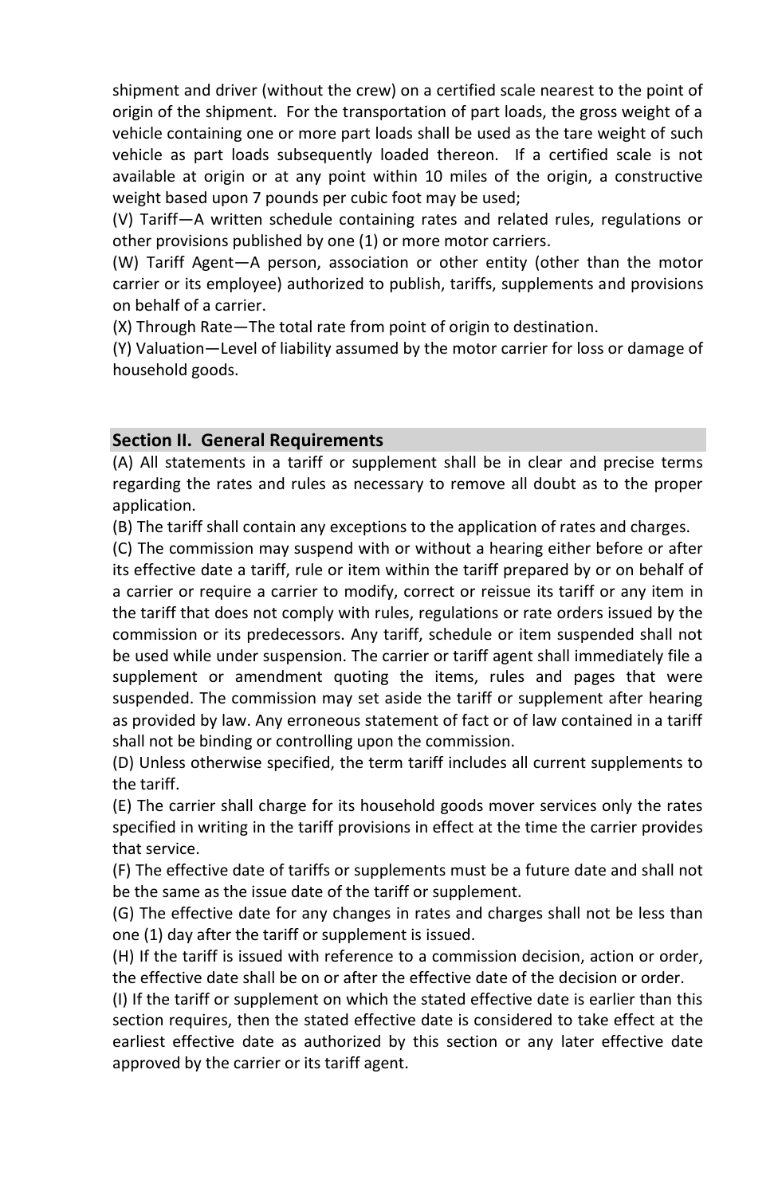shipment and driver (without the crew) on a certified scale nearest to the point of origin of the shipment. For the transportation of part loads, the gross weight of a vehicle containing one or more part loads shall be used as the tare weight of such vehicle as part loads subsequently loaded thereon. If a certified scale is not available at origin or at any point within 10 miles of the origin, a constructive weight based upon 7 pounds per cubic foot may be used;

(V) Tariff—A written schedule containing rates and related rules, regulations or other provisions published by one (1) or more motor carriers.

(W) Tariff Agent—A person, association or other entity (other than the motor carrier or its employee) authorized to publish, tariffs, supplements and provisions on behalf of a carrier.

(X) Through Rate—The total rate from point of origin to destination.

(Y) Valuation—Level of liability assumed by the motor carrier for loss or damage of household goods.

## Section II. General Requirements

(A) All statements in a tariff or supplement shall be in clear and precise terms regarding the rates and rules as necessary to remove all doubt as to the proper application.

(B) The tariff shall contain any exceptions to the application of rates and charges.

(C) The commission may suspend with or without a hearing either before or after its effective date a tariff, rule or item within the tariff prepared by or on behalf of a carrier or require a carrier to modify, correct or reissue its tariff or any item in the tariff that does not comply with rules, regulations or rate orders issued by the commission or its predecessors. Any tariff, schedule or item suspended shall not be used while under suspension. The carrier or tariff agent shall immediately file a supplement or amendment quoting the items, rules and pages that were suspended. The commission may set aside the tariff or supplement after hearing as provided by law. Any erroneous statement of fact or of law contained in a tariff shall not be binding or controlling upon the commission.

(D) Unless otherwise specified, the term tariff includes all current supplements to the tariff.

(E) The carrier shall charge for its household goods mover services only the rates specified in writing in the tariff provisions in effect at the time the carrier provides that service.

(F) The effective date of tariffs or supplements must be a future date and shall not be the same as the issue date of the tariff or supplement.

(G) The effective date for any changes in rates and charges shall not be less than one (1) day after the tariff or supplement is issued.

(H) If the tariff is issued with reference to a commission decision, action or order, the effective date shall be on or after the effective date of the decision or order.

(I) If the tariff or supplement on which the stated effective date is earlier than this section requires, then the stated effective date is considered to take effect at the earliest effective date as authorized by this section or any later effective date approved by the carrier or its tariff agent.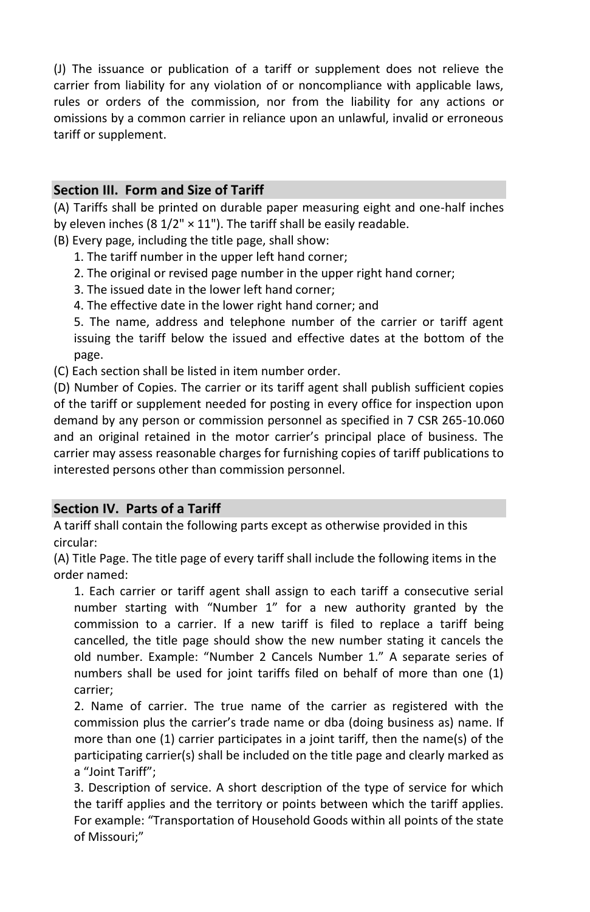(J) The issuance or publication of a tariff or supplement does not relieve the carrier from liability for any violation of or noncompliance with applicable laws, rules or orders of the commission, nor from the liability for any actions or omissions by a common carrier in reliance upon an unlawful, invalid or erroneous tariff or supplement.

## Section III. Form and Size of Tariff

(A) Tariffs shall be printed on durable paper measuring eight and one-half inches by eleven inches (8 1/2" × 11"). The tariff shall be easily readable.

(B) Every page, including the title page, shall show:

1. The tariff number in the upper left hand corner;
2. The original or revised page number in the upper right hand corner;
3. The issued date in the lower left hand corner;
4. The effective date in the lower right hand corner; and
5. The name, address and telephone number of the carrier or tariff agent issuing the tariff below the issued and effective dates at the bottom of the page.

(C) Each section shall be listed in item number order.

(D) Number of Copies. The carrier or its tariff agent shall publish sufficient copies of the tariff or supplement needed for posting in every office for inspection upon demand by any person or commission personnel as specified in 7 CSR 265-10.060 and an original retained in the motor carrier's principal place of business. The carrier may assess reasonable charges for furnishing copies of tariff publications to interested persons other than commission personnel.

## Section IV. Parts of a Tariff

A tariff shall contain the following parts except as otherwise provided in this circular:

(A) Title Page. The title page of every tariff shall include the following items in the order named:

1. Each carrier or tariff agent shall assign to each tariff a consecutive serial number starting with "Number 1" for a new authority granted by the commission to a carrier. If a new tariff is filed to replace a tariff being cancelled, the title page should show the new number stating it cancels the old number. Example: "Number 2 Cancels Number 1." A separate series of numbers shall be used for joint tariffs filed on behalf of more than one (1) carrier;
2. Name of carrier. The true name of the carrier as registered with the commission plus the carrier's trade name or dba (doing business as) name. If more than one (1) carrier participates in a joint tariff, then the name(s) of the participating carrier(s) shall be included on the title page and clearly marked as a "Joint Tariff";
3. Description of service. A short description of the type of service for which the tariff applies and the territory or points between which the tariff applies. For example: "Transportation of Household Goods within all points of the state of Missouri;"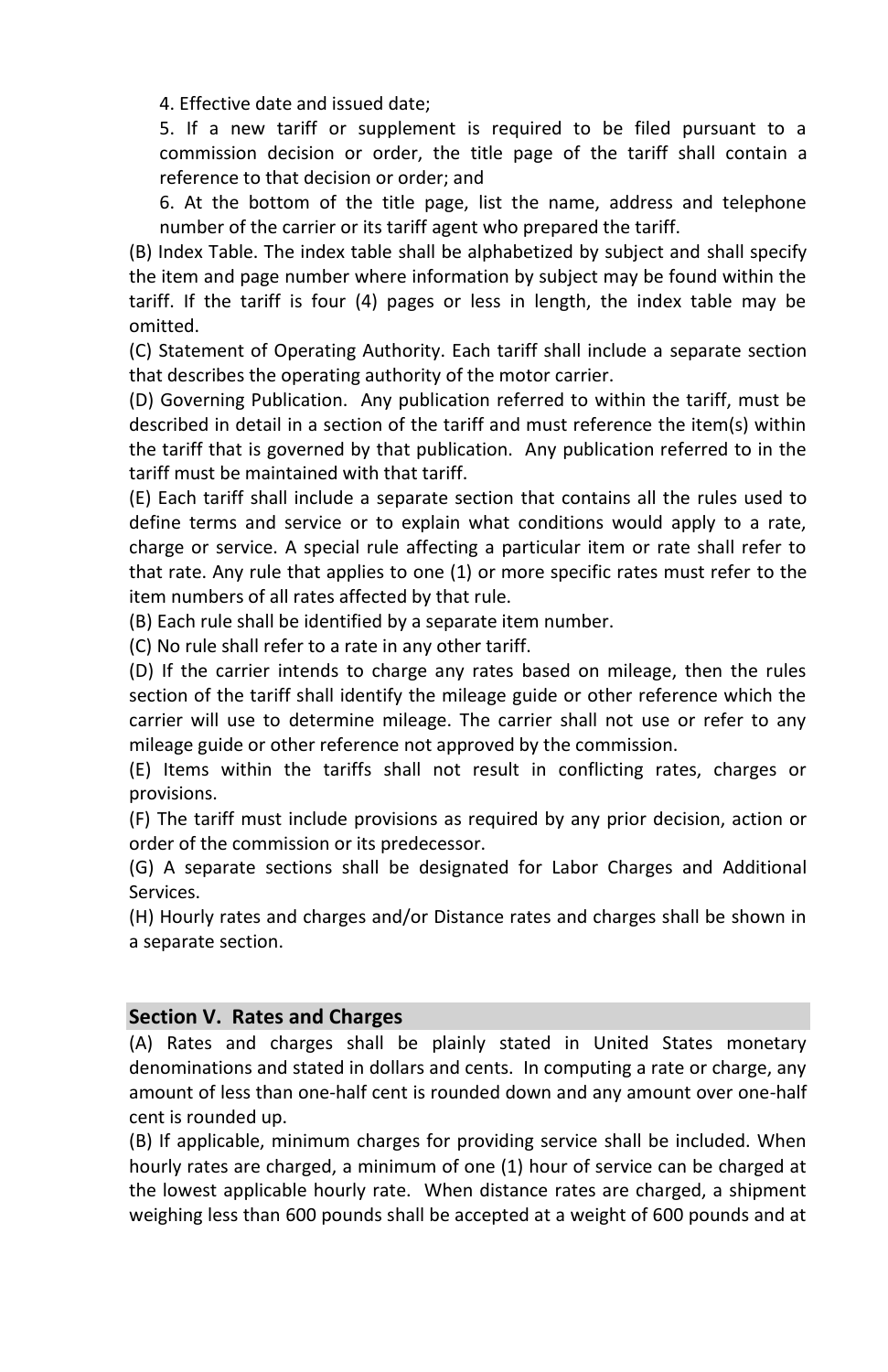4. Effective date and issued date;

5. If a new tariff or supplement is required to be filed pursuant to a commission decision or order, the title page of the tariff shall contain a reference to that decision or order; and

6. At the bottom of the title page, list the name, address and telephone number of the carrier or its tariff agent who prepared the tariff.

(B) Index Table. The index table shall be alphabetized by subject and shall specify the item and page number where information by subject may be found within the tariff. If the tariff is four (4) pages or less in length, the index table may be omitted.

(C) Statement of Operating Authority. Each tariff shall include a separate section that describes the operating authority of the motor carrier.

(D) Governing Publication. Any publication referred to within the tariff, must be described in detail in a section of the tariff and must reference the item(s) within the tariff that is governed by that publication. Any publication referred to in the tariff must be maintained with that tariff.

(E) Each tariff shall include a separate section that contains all the rules used to define terms and service or to explain what conditions would apply to a rate, charge or service. A special rule affecting a particular item or rate shall refer to that rate. Any rule that applies to one (1) or more specific rates must refer to the item numbers of all rates affected by that rule.

(B) Each rule shall be identified by a separate item number.

(C) No rule shall refer to a rate in any other tariff.

(D) If the carrier intends to charge any rates based on mileage, then the rules section of the tariff shall identify the mileage guide or other reference which the carrier will use to determine mileage. The carrier shall not use or refer to any mileage guide or other reference not approved by the commission.

(E) Items within the tariffs shall not result in conflicting rates, charges or provisions.

(F) The tariff must include provisions as required by any prior decision, action or order of the commission or its predecessor.

(G) A separate sections shall be designated for Labor Charges and Additional Services.

(H) Hourly rates and charges and/or Distance rates and charges shall be shown in a separate section.

## Section V. Rates and Charges

(A) Rates and charges shall be plainly stated in United States monetary denominations and stated in dollars and cents. In computing a rate or charge, any amount of less than one-half cent is rounded down and any amount over one-half cent is rounded up.

(B) If applicable, minimum charges for providing service shall be included. When hourly rates are charged, a minimum of one (1) hour of service can be charged at the lowest applicable hourly rate. When distance rates are charged, a shipment weighing less than 600 pounds shall be accepted at a weight of 600 pounds and at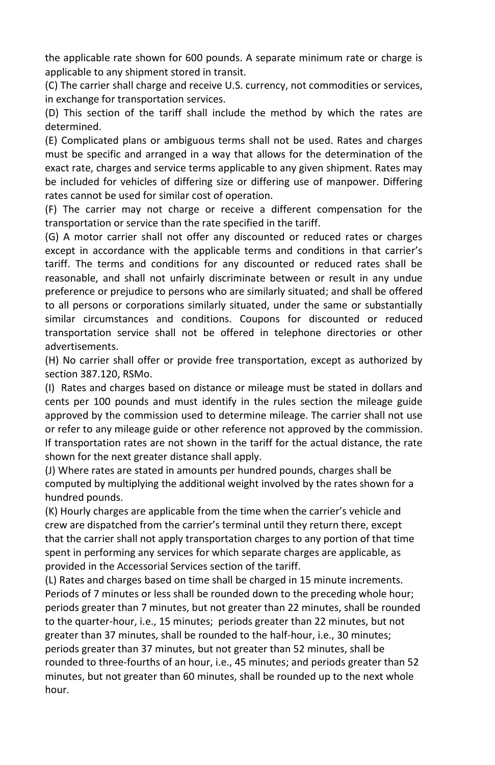the applicable rate shown for 600 pounds. A separate minimum rate or charge is applicable to any shipment stored in transit.

(C) The carrier shall charge and receive U.S. currency, not commodities or services, in exchange for transportation services.

(D) This section of the tariff shall include the method by which the rates are determined.

(E) Complicated plans or ambiguous terms shall not be used. Rates and charges must be specific and arranged in a way that allows for the determination of the exact rate, charges and service terms applicable to any given shipment. Rates may be included for vehicles of differing size or differing use of manpower. Differing rates cannot be used for similar cost of operation.

(F) The carrier may not charge or receive a different compensation for the transportation or service than the rate specified in the tariff.

(G) A motor carrier shall not offer any discounted or reduced rates or charges except in accordance with the applicable terms and conditions in that carrier's tariff. The terms and conditions for any discounted or reduced rates shall be reasonable, and shall not unfairly discriminate between or result in any undue preference or prejudice to persons who are similarly situated; and shall be offered to all persons or corporations similarly situated, under the same or substantially similar circumstances and conditions. Coupons for discounted or reduced transportation service shall not be offered in telephone directories or other advertisements.

(H) No carrier shall offer or provide free transportation, except as authorized by section 387.120, RSMo.

(I) Rates and charges based on distance or mileage must be stated in dollars and cents per 100 pounds and must identify in the rules section the mileage guide approved by the commission used to determine mileage. The carrier shall not use or refer to any mileage guide or other reference not approved by the commission. If transportation rates are not shown in the tariff for the actual distance, the rate shown for the next greater distance shall apply.

(J) Where rates are stated in amounts per hundred pounds, charges shall be computed by multiplying the additional weight involved by the rates shown for a hundred pounds.

(K) Hourly charges are applicable from the time when the carrier's vehicle and crew are dispatched from the carrier's terminal until they return there, except that the carrier shall not apply transportation charges to any portion of that time spent in performing any services for which separate charges are applicable, as provided in the Accessorial Services section of the tariff.

(L) Rates and charges based on time shall be charged in 15 minute increments. Periods of 7 minutes or less shall be rounded down to the preceding whole hour; periods greater than 7 minutes, but not greater than 22 minutes, shall be rounded to the quarter-hour, i.e., 15 minutes; periods greater than 22 minutes, but not greater than 37 minutes, shall be rounded to the half-hour, i.e., 30 minutes; periods greater than 37 minutes, but not greater than 52 minutes, shall be rounded to three-fourths of an hour, i.e., 45 minutes; and periods greater than 52 minutes, but not greater than 60 minutes, shall be rounded up to the next whole hour.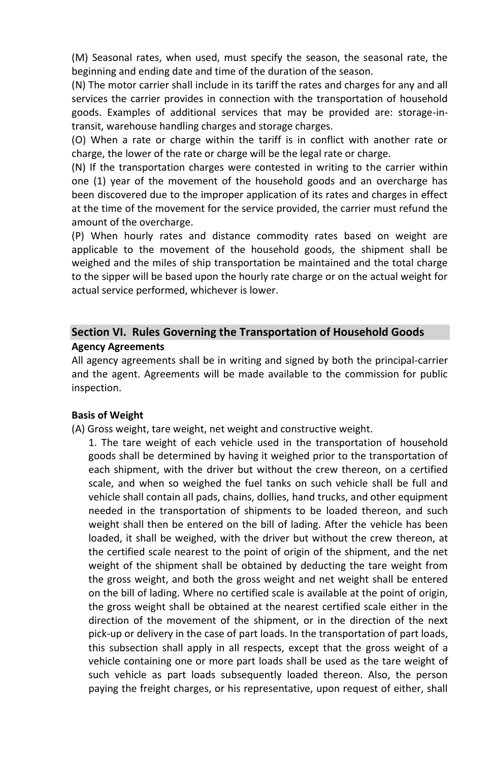(M) Seasonal rates, when used, must specify the season, the seasonal rate, the beginning and ending date and time of the duration of the season.

(N) The motor carrier shall include in its tariff the rates and charges for any and all services the carrier provides in connection with the transportation of household goods. Examples of additional services that may be provided are: storage-in-transit, warehouse handling charges and storage charges.

(O) When a rate or charge within the tariff is in conflict with another rate or charge, the lower of the rate or charge will be the legal rate or charge.

(N) If the transportation charges were contested in writing to the carrier within one (1) year of the movement of the household goods and an overcharge has been discovered due to the improper application of its rates and charges in effect at the time of the movement for the service provided, the carrier must refund the amount of the overcharge.

(P) When hourly rates and distance commodity rates based on weight are applicable to the movement of the household goods, the shipment shall be weighed and the miles of ship transportation be maintained and the total charge to the sipper will be based upon the hourly rate charge or on the actual weight for actual service performed, whichever is lower.

## Section VI. Rules Governing the Transportation of Household Goods

**Agency Agreements**

All agency agreements shall be in writing and signed by both the principal-carrier and the agent. Agreements will be made available to the commission for public inspection.

**Basis of Weight**

(A) Gross weight, tare weight, net weight and constructive weight.

1. The tare weight of each vehicle used in the transportation of household goods shall be determined by having it weighed prior to the transportation of each shipment, with the driver but without the crew thereon, on a certified scale, and when so weighed the fuel tanks on such vehicle shall be full and vehicle shall contain all pads, chains, dollies, hand trucks, and other equipment needed in the transportation of shipments to be loaded thereon, and such weight shall then be entered on the bill of lading. After the vehicle has been loaded, it shall be weighed, with the driver but without the crew thereon, at the certified scale nearest to the point of origin of the shipment, and the net weight of the shipment shall be obtained by deducting the tare weight from the gross weight, and both the gross weight and net weight shall be entered on the bill of lading. Where no certified scale is available at the point of origin, the gross weight shall be obtained at the nearest certified scale either in the direction of the movement of the shipment, or in the direction of the next pick-up or delivery in the case of part loads. In the transportation of part loads, this subsection shall apply in all respects, except that the gross weight of a vehicle containing one or more part loads shall be used as the tare weight of such vehicle as part loads subsequently loaded thereon. Also, the person paying the freight charges, or his representative, upon request of either, shall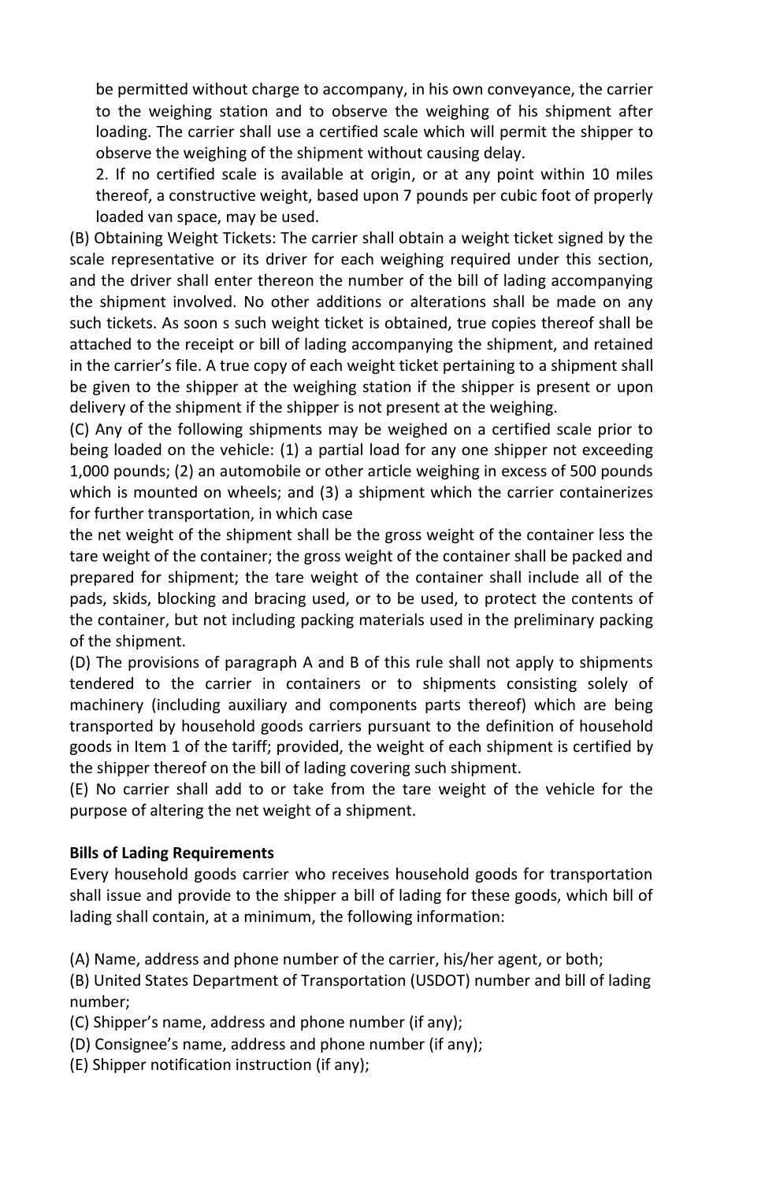be permitted without charge to accompany, in his own conveyance, the carrier to the weighing station and to observe the weighing of his shipment after loading. The carrier shall use a certified scale which will permit the shipper to observe the weighing of the shipment without causing delay.

2. If no certified scale is available at origin, or at any point within 10 miles thereof, a constructive weight, based upon 7 pounds per cubic foot of properly loaded van space, may be used.

(B) Obtaining Weight Tickets: The carrier shall obtain a weight ticket signed by the scale representative or its driver for each weighing required under this section, and the driver shall enter thereon the number of the bill of lading accompanying the shipment involved. No other additions or alterations shall be made on any such tickets. As soon s such weight ticket is obtained, true copies thereof shall be attached to the receipt or bill of lading accompanying the shipment, and retained in the carrier's file. A true copy of each weight ticket pertaining to a shipment shall be given to the shipper at the weighing station if the shipper is present or upon delivery of the shipment if the shipper is not present at the weighing.

(C) Any of the following shipments may be weighed on a certified scale prior to being loaded on the vehicle: (1) a partial load for any one shipper not exceeding 1,000 pounds; (2) an automobile or other article weighing in excess of 500 pounds which is mounted on wheels; and (3) a shipment which the carrier containerizes for further transportation, in which case

the net weight of the shipment shall be the gross weight of the container less the tare weight of the container; the gross weight of the container shall be packed and prepared for shipment; the tare weight of the container shall include all of the pads, skids, blocking and bracing used, or to be used, to protect the contents of the container, but not including packing materials used in the preliminary packing of the shipment.

(D) The provisions of paragraph A and B of this rule shall not apply to shipments tendered to the carrier in containers or to shipments consisting solely of machinery (including auxiliary and components parts thereof) which are being transported by household goods carriers pursuant to the definition of household goods in Item 1 of the tariff; provided, the weight of each shipment is certified by the shipper thereof on the bill of lading covering such shipment.

(E) No carrier shall add to or take from the tare weight of the vehicle for the purpose of altering the net weight of a shipment.

**Bills of Lading Requirements**

Every household goods carrier who receives household goods for transportation shall issue and provide to the shipper a bill of lading for these goods, which bill of lading shall contain, at a minimum, the following information:

(A) Name, address and phone number of the carrier, his/her agent, or both;

(B) United States Department of Transportation (USDOT) number and bill of lading number;

(C) Shipper's name, address and phone number (if any);

(D) Consignee's name, address and phone number (if any);

(E) Shipper notification instruction (if any);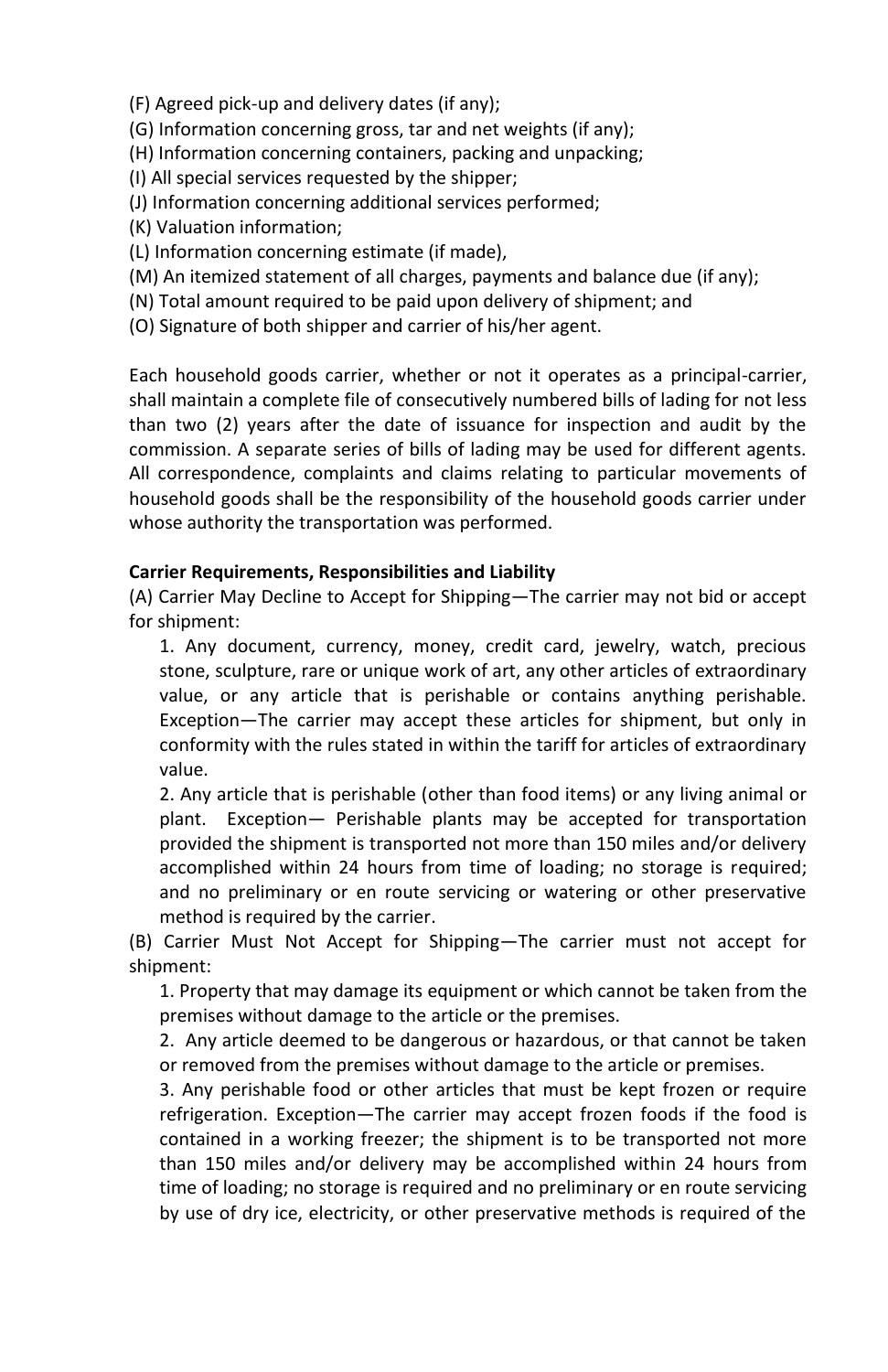(F) Agreed pick-up and delivery dates (if any);
(G) Information concerning gross, tar and net weights (if any);
(H) Information concerning containers, packing and unpacking;
(I) All special services requested by the shipper;
(J) Information concerning additional services performed;
(K) Valuation information;
(L) Information concerning estimate (if made),
(M) An itemized statement of all charges, payments and balance due (if any);
(N) Total amount required to be paid upon delivery of shipment; and
(O) Signature of both shipper and carrier of his/her agent.

Each household goods carrier, whether or not it operates as a principal-carrier, shall maintain a complete file of consecutively numbered bills of lading for not less than two (2) years after the date of issuance for inspection and audit by the commission. A separate series of bills of lading may be used for different agents. All correspondence, complaints and claims relating to particular movements of household goods shall be the responsibility of the household goods carrier under whose authority the transportation was performed.

**Carrier Requirements, Responsibilities and Liability**

(A) Carrier May Decline to Accept for Shipping—The carrier may not bid or accept for shipment:

1. Any document, currency, money, credit card, jewelry, watch, precious stone, sculpture, rare or unique work of art, any other articles of extraordinary value, or any article that is perishable or contains anything perishable. Exception—The carrier may accept these articles for shipment, but only in conformity with the rules stated in within the tariff for articles of extraordinary value.
2. Any article that is perishable (other than food items) or any living animal or plant. Exception— Perishable plants may be accepted for transportation provided the shipment is transported not more than 150 miles and/or delivery accomplished within 24 hours from time of loading; no storage is required; and no preliminary or en route servicing or watering or other preservative method is required by the carrier.

(B) Carrier Must Not Accept for Shipping—The carrier must not accept for shipment:

1. Property that may damage its equipment or which cannot be taken from the premises without damage to the article or the premises.
2. Any article deemed to be dangerous or hazardous, or that cannot be taken or removed from the premises without damage to the article or premises.
3. Any perishable food or other articles that must be kept frozen or require refrigeration. Exception—The carrier may accept frozen foods if the food is contained in a working freezer; the shipment is to be transported not more than 150 miles and/or delivery may be accomplished within 24 hours from time of loading; no storage is required and no preliminary or en route servicing by use of dry ice, electricity, or other preservative methods is required of the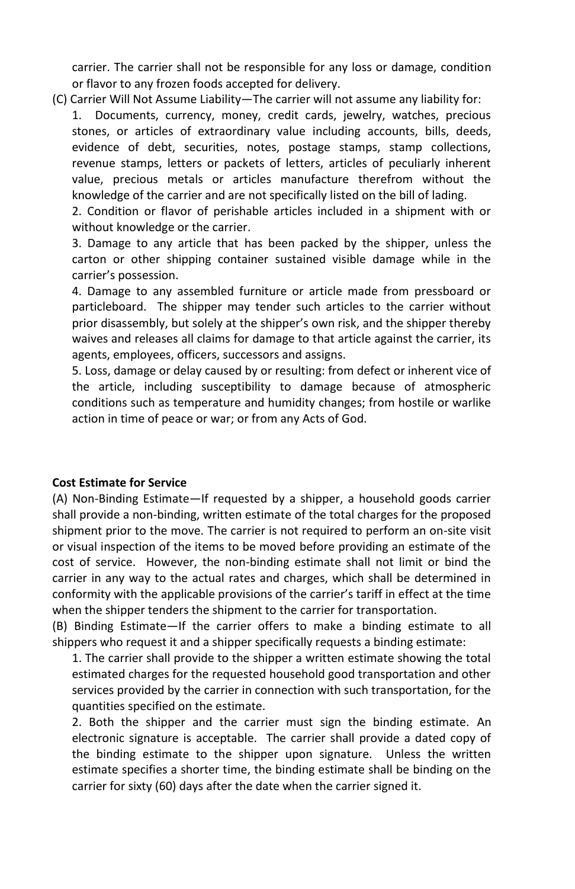carrier. The carrier shall not be responsible for any loss or damage, condition or flavor to any frozen foods accepted for delivery.

(C) Carrier Will Not Assume Liability—The carrier will not assume any liability for:

1. Documents, currency, money, credit cards, jewelry, watches, precious stones, or articles of extraordinary value including accounts, bills, deeds, evidence of debt, securities, notes, postage stamps, stamp collections, revenue stamps, letters or packets of letters, articles of peculiarly inherent value, precious metals or articles manufacture therefrom without the knowledge of the carrier and are not specifically listed on the bill of lading.
2. Condition or flavor of perishable articles included in a shipment with or without knowledge or the carrier.
3. Damage to any article that has been packed by the shipper, unless the carton or other shipping container sustained visible damage while in the carrier's possession.
4. Damage to any assembled furniture or article made from pressboard or particleboard. The shipper may tender such articles to the carrier without prior disassembly, but solely at the shipper's own risk, and the shipper thereby waives and releases all claims for damage to that article against the carrier, its agents, employees, officers, successors and assigns.
5. Loss, damage or delay caused by or resulting: from defect or inherent vice of the article, including susceptibility to damage because of atmospheric conditions such as temperature and humidity changes; from hostile or warlike action in time of peace or war; or from any Acts of God.

**Cost Estimate for Service**

(A) Non-Binding Estimate—If requested by a shipper, a household goods carrier shall provide a non-binding, written estimate of the total charges for the proposed shipment prior to the move. The carrier is not required to perform an on-site visit or visual inspection of the items to be moved before providing an estimate of the cost of service. However, the non-binding estimate shall not limit or bind the carrier in any way to the actual rates and charges, which shall be determined in conformity with the applicable provisions of the carrier's tariff in effect at the time when the shipper tenders the shipment to the carrier for transportation.

(B) Binding Estimate—If the carrier offers to make a binding estimate to all shippers who request it and a shipper specifically requests a binding estimate:

1. The carrier shall provide to the shipper a written estimate showing the total estimated charges for the requested household good transportation and other services provided by the carrier in connection with such transportation, for the quantities specified on the estimate.
2. Both the shipper and the carrier must sign the binding estimate. An electronic signature is acceptable. The carrier shall provide a dated copy of the binding estimate to the shipper upon signature. Unless the written estimate specifies a shorter time, the binding estimate shall be binding on the carrier for sixty (60) days after the date when the carrier signed it.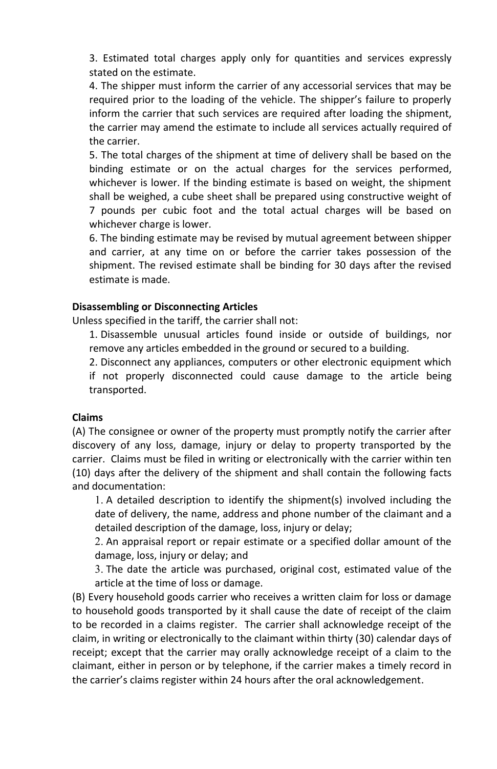3. Estimated total charges apply only for quantities and services expressly stated on the estimate.

4. The shipper must inform the carrier of any accessorial services that may be required prior to the loading of the vehicle. The shipper's failure to properly inform the carrier that such services are required after loading the shipment, the carrier may amend the estimate to include all services actually required of the carrier.

5. The total charges of the shipment at time of delivery shall be based on the binding estimate or on the actual charges for the services performed, whichever is lower. If the binding estimate is based on weight, the shipment shall be weighed, a cube sheet shall be prepared using constructive weight of 7 pounds per cubic foot and the total actual charges will be based on whichever charge is lower.

6. The binding estimate may be revised by mutual agreement between shipper and carrier, at any time on or before the carrier takes possession of the shipment. The revised estimate shall be binding for 30 days after the revised estimate is made.

**Disassembling or Disconnecting Articles**

Unless specified in the tariff, the carrier shall not:

1. Disassemble unusual articles found inside or outside of buildings, nor remove any articles embedded in the ground or secured to a building.
2. Disconnect any appliances, computers or other electronic equipment which if not properly disconnected could cause damage to the article being transported.

**Claims**

(A) The consignee or owner of the property must promptly notify the carrier after discovery of any loss, damage, injury or delay to property transported by the carrier. Claims must be filed in writing or electronically with the carrier within ten (10) days after the delivery of the shipment and shall contain the following facts and documentation:

1. A detailed description to identify the shipment(s) involved including the date of delivery, the name, address and phone number of the claimant and a detailed description of the damage, loss, injury or delay;
2. An appraisal report or repair estimate or a specified dollar amount of the damage, loss, injury or delay; and
3. The date the article was purchased, original cost, estimated value of the article at the time of loss or damage.

(B) Every household goods carrier who receives a written claim for loss or damage to household goods transported by it shall cause the date of receipt of the claim to be recorded in a claims register. The carrier shall acknowledge receipt of the claim, in writing or electronically to the claimant within thirty (30) calendar days of receipt; except that the carrier may orally acknowledge receipt of a claim to the claimant, either in person or by telephone, if the carrier makes a timely record in the carrier's claims register within 24 hours after the oral acknowledgement.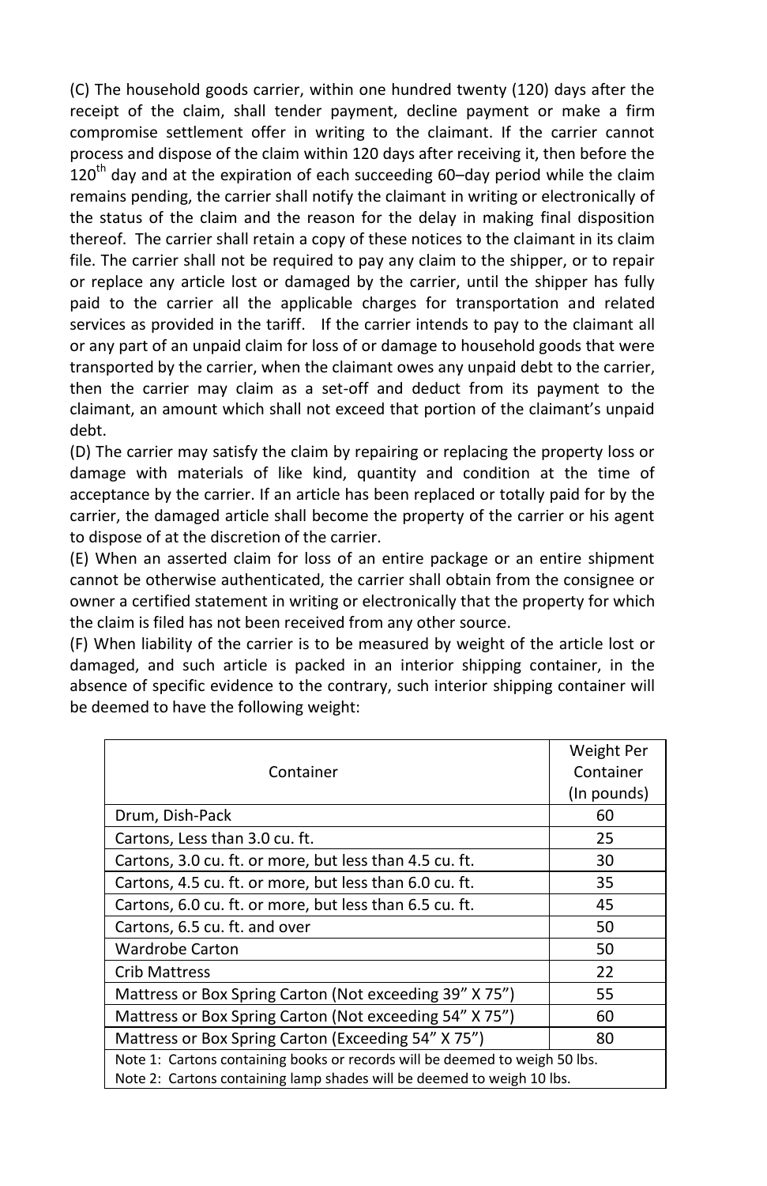(C) The household goods carrier, within one hundred twenty (120) days after the receipt of the claim, shall tender payment, decline payment or make a firm compromise settlement offer in writing to the claimant. If the carrier cannot process and dispose of the claim within 120 days after receiving it, then before the 120th day and at the expiration of each succeeding 60–day period while the claim remains pending, the carrier shall notify the claimant in writing or electronically of the status of the claim and the reason for the delay in making final disposition thereof. The carrier shall retain a copy of these notices to the claimant in its claim file. The carrier shall not be required to pay any claim to the shipper, or to repair or replace any article lost or damaged by the carrier, until the shipper has fully paid to the carrier all the applicable charges for transportation and related services as provided in the tariff. If the carrier intends to pay to the claimant all or any part of an unpaid claim for loss of or damage to household goods that were transported by the carrier, when the claimant owes any unpaid debt to the carrier, then the carrier may claim as a set-off and deduct from its payment to the claimant, an amount which shall not exceed that portion of the claimant's unpaid debt.

(D) The carrier may satisfy the claim by repairing or replacing the property loss or damage with materials of like kind, quantity and condition at the time of acceptance by the carrier. If an article has been replaced or totally paid for by the carrier, the damaged article shall become the property of the carrier or his agent to dispose of at the discretion of the carrier.

(E) When an asserted claim for loss of an entire package or an entire shipment cannot be otherwise authenticated, the carrier shall obtain from the consignee or owner a certified statement in writing or electronically that the property for which the claim is filed has not been received from any other source.

(F) When liability of the carrier is to be measured by weight of the article lost or damaged, and such article is packed in an interior shipping container, in the absence of specific evidence to the contrary, such interior shipping container will be deemed to have the following weight:

| Container | Weight Per Container (In pounds) |
|---|---|
| Drum, Dish-Pack | 60 |
| Cartons, Less than 3.0 cu. ft. | 25 |
| Cartons, 3.0 cu. ft. or more, but less than 4.5 cu. ft. | 30 |
| Cartons, 4.5 cu. ft. or more, but less than 6.0 cu. ft. | 35 |
| Cartons, 6.0 cu. ft. or more, but less than 6.5 cu. ft. | 45 |
| Cartons, 6.5 cu. ft. and over | 50 |
| Wardrobe Carton | 50 |
| Crib Mattress | 22 |
| Mattress or Box Spring Carton (Not exceeding 39" X 75") | 55 |
| Mattress or Box Spring Carton (Not exceeding 54" X 75") | 60 |
| Mattress or Box Spring Carton (Exceeding 54" X 75") | 80 |
| Note 1: Cartons containing books or records will be deemed to weigh 50 lbs. Note 2: Cartons containing lamp shades will be deemed to weigh 10 lbs. | |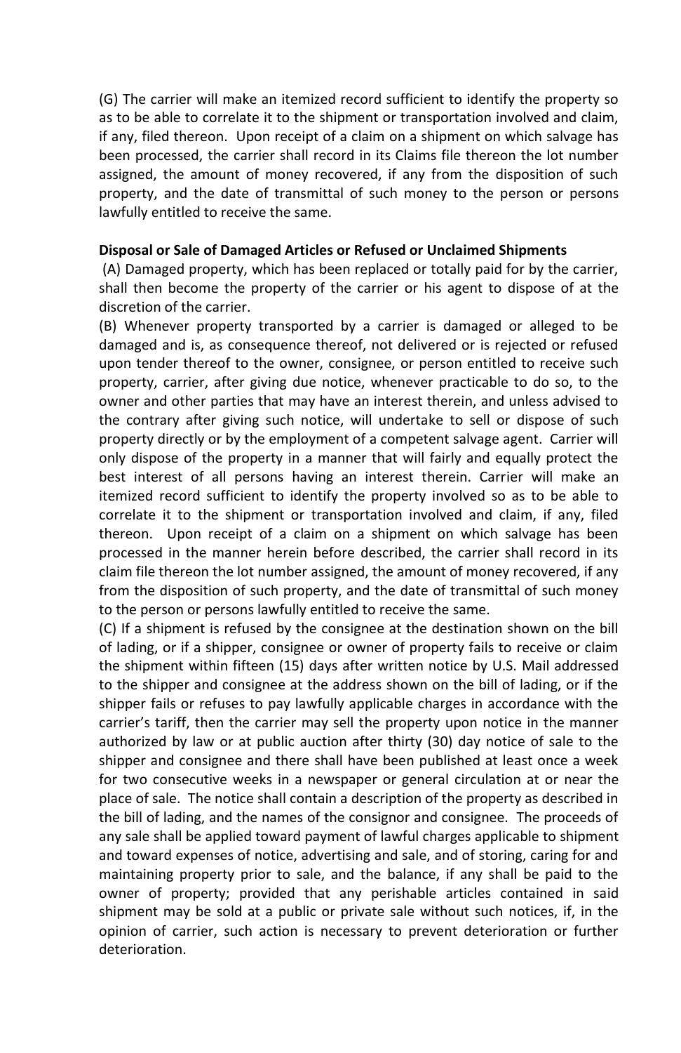(G) The carrier will make an itemized record sufficient to identify the property so as to be able to correlate it to the shipment or transportation involved and claim, if any, filed thereon. Upon receipt of a claim on a shipment on which salvage has been processed, the carrier shall record in its Claims file thereon the lot number assigned, the amount of money recovered, if any from the disposition of such property, and the date of transmittal of such money to the person or persons lawfully entitled to receive the same.

**Disposal or Sale of Damaged Articles or Refused or Unclaimed Shipments**

(A) Damaged property, which has been replaced or totally paid for by the carrier, shall then become the property of the carrier or his agent to dispose of at the discretion of the carrier.

(B) Whenever property transported by a carrier is damaged or alleged to be damaged and is, as consequence thereof, not delivered or is rejected or refused upon tender thereof to the owner, consignee, or person entitled to receive such property, carrier, after giving due notice, whenever practicable to do so, to the owner and other parties that may have an interest therein, and unless advised to the contrary after giving such notice, will undertake to sell or dispose of such property directly or by the employment of a competent salvage agent. Carrier will only dispose of the property in a manner that will fairly and equally protect the best interest of all persons having an interest therein. Carrier will make an itemized record sufficient to identify the property involved so as to be able to correlate it to the shipment or transportation involved and claim, if any, filed thereon. Upon receipt of a claim on a shipment on which salvage has been processed in the manner herein before described, the carrier shall record in its claim file thereon the lot number assigned, the amount of money recovered, if any from the disposition of such property, and the date of transmittal of such money to the person or persons lawfully entitled to receive the same.

(C) If a shipment is refused by the consignee at the destination shown on the bill of lading, or if a shipper, consignee or owner of property fails to receive or claim the shipment within fifteen (15) days after written notice by U.S. Mail addressed to the shipper and consignee at the address shown on the bill of lading, or if the shipper fails or refuses to pay lawfully applicable charges in accordance with the carrier's tariff, then the carrier may sell the property upon notice in the manner authorized by law or at public auction after thirty (30) day notice of sale to the shipper and consignee and there shall have been published at least once a week for two consecutive weeks in a newspaper or general circulation at or near the place of sale. The notice shall contain a description of the property as described in the bill of lading, and the names of the consignor and consignee. The proceeds of any sale shall be applied toward payment of lawful charges applicable to shipment and toward expenses of notice, advertising and sale, and of storing, caring for and maintaining property prior to sale, and the balance, if any shall be paid to the owner of property; provided that any perishable articles contained in said shipment may be sold at a public or private sale without such notices, if, in the opinion of carrier, such action is necessary to prevent deterioration or further deterioration.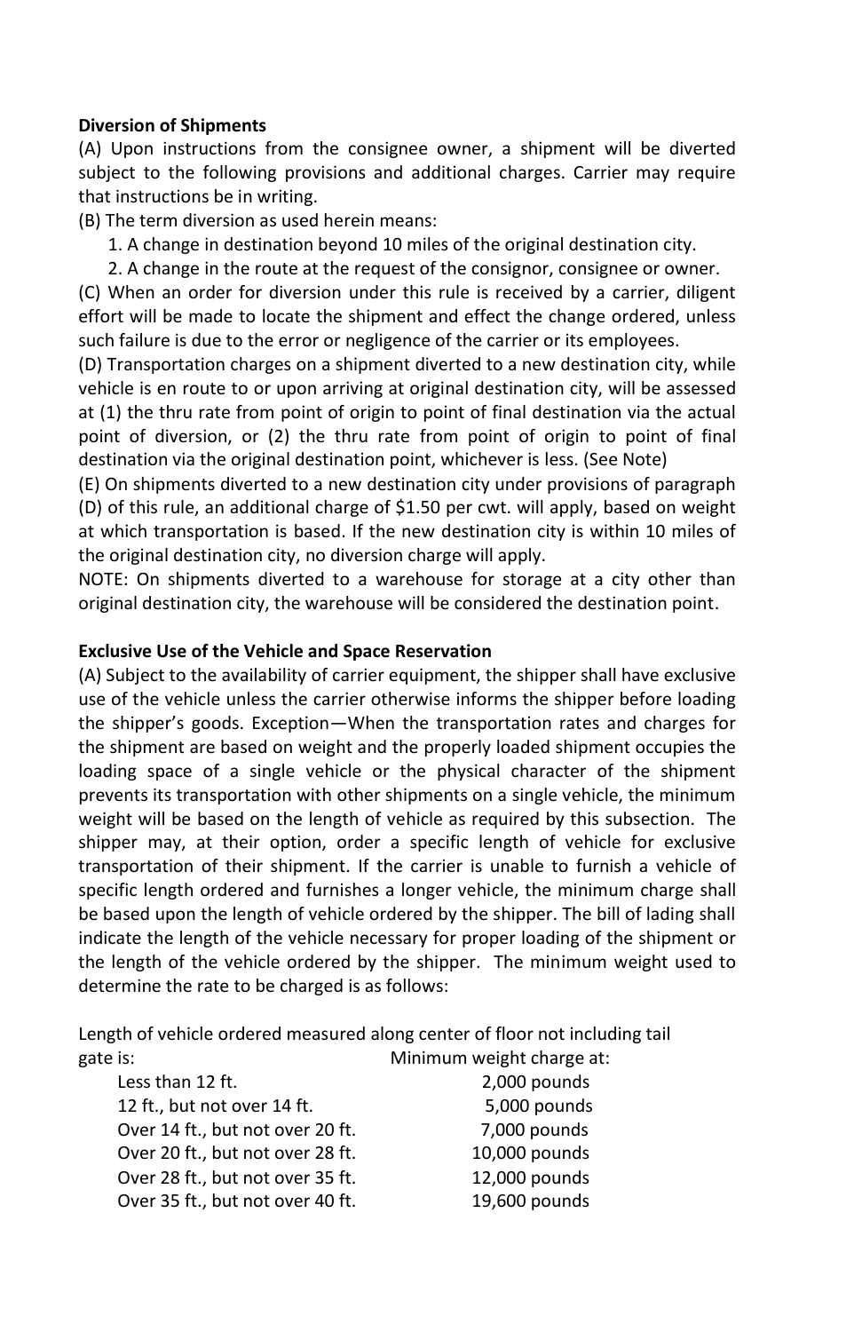**Diversion of Shipments**

(A) Upon instructions from the consignee owner, a shipment will be diverted subject to the following provisions and additional charges. Carrier may require that instructions be in writing.

(B) The term diversion as used herein means:

1. A change in destination beyond 10 miles of the original destination city.
2. A change in the route at the request of the consignor, consignee or owner.

(C) When an order for diversion under this rule is received by a carrier, diligent effort will be made to locate the shipment and effect the change ordered, unless such failure is due to the error or negligence of the carrier or its employees.

(D) Transportation charges on a shipment diverted to a new destination city, while vehicle is en route to or upon arriving at original destination city, will be assessed at (1) the thru rate from point of origin to point of final destination via the actual point of diversion, or (2) the thru rate from point of origin to point of final destination via the original destination point, whichever is less. (See Note)

(E) On shipments diverted to a new destination city under provisions of paragraph (D) of this rule, an additional charge of $1.50 per cwt. will apply, based on weight at which transportation is based. If the new destination city is within 10 miles of the original destination city, no diversion charge will apply.

NOTE: On shipments diverted to a warehouse for storage at a city other than original destination city, the warehouse will be considered the destination point.

**Exclusive Use of the Vehicle and Space Reservation**

(A) Subject to the availability of carrier equipment, the shipper shall have exclusive use of the vehicle unless the carrier otherwise informs the shipper before loading the shipper's goods. Exception—When the transportation rates and charges for the shipment are based on weight and the properly loaded shipment occupies the loading space of a single vehicle or the physical character of the shipment prevents its transportation with other shipments on a single vehicle, the minimum weight will be based on the length of vehicle as required by this subsection. The shipper may, at their option, order a specific length of vehicle for exclusive transportation of their shipment. If the carrier is unable to furnish a vehicle of specific length ordered and furnishes a longer vehicle, the minimum charge shall be based upon the length of vehicle ordered by the shipper. The bill of lading shall indicate the length of the vehicle necessary for proper loading of the shipment or the length of the vehicle ordered by the shipper. The minimum weight used to determine the rate to be charged is as follows:

| Length of vehicle ordered measured along center of floor not including tail gate is: | Minimum weight charge at: |
|---|---|
| Less than 12 ft. | 2,000 pounds |
| 12 ft., but not over 14 ft. | 5,000 pounds |
| Over 14 ft., but not over 20 ft. | 7,000 pounds |
| Over 20 ft., but not over 28 ft. | 10,000 pounds |
| Over 28 ft., but not over 35 ft. | 12,000 pounds |
| Over 35 ft., but not over 40 ft. | 19,600 pounds |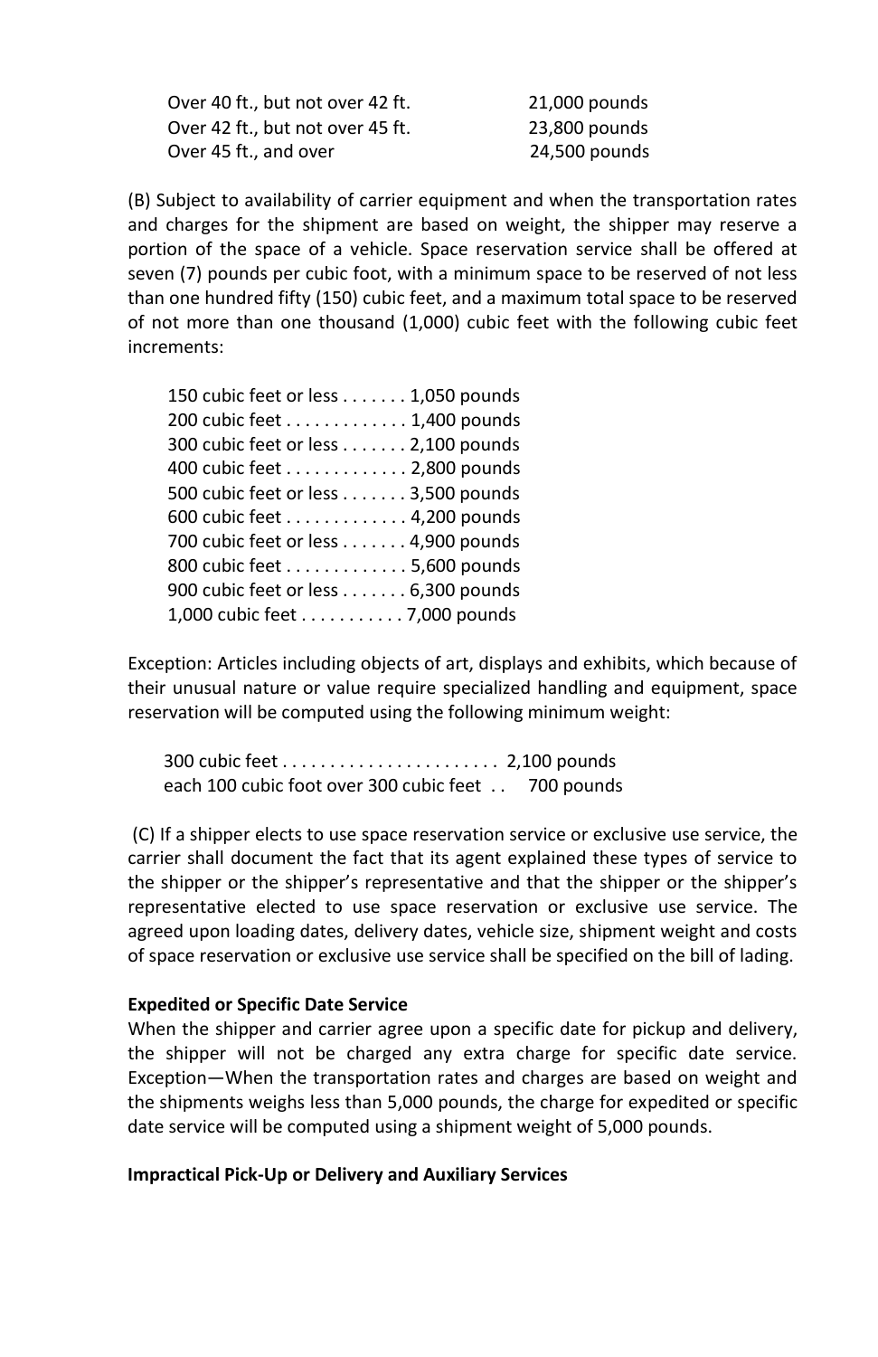| | |
|---|---|
| Over 40 ft., but not over 42 ft. | 21,000 pounds |
| Over 42 ft., but not over 45 ft. | 23,800 pounds |
| Over 45 ft., and over | 24,500 pounds |

(B) Subject to availability of carrier equipment and when the transportation rates and charges for the shipment are based on weight, the shipper may reserve a portion of the space of a vehicle. Space reservation service shall be offered at seven (7) pounds per cubic foot, with a minimum space to be reserved of not less than one hundred fifty (150) cubic feet, and a maximum total space to be reserved of not more than one thousand (1,000) cubic feet with the following cubic feet increments:

150 cubic feet or less . . . . . . . 1,050 pounds
200 cubic feet . . . . . . . . . . . . . 1,400 pounds
300 cubic feet or less . . . . . . . 2,100 pounds
400 cubic feet . . . . . . . . . . . . . 2,800 pounds
500 cubic feet or less . . . . . . . 3,500 pounds
600 cubic feet . . . . . . . . . . . . . 4,200 pounds
700 cubic feet or less . . . . . . . 4,900 pounds
800 cubic feet . . . . . . . . . . . . . 5,600 pounds
900 cubic feet or less . . . . . . . 6,300 pounds
1,000 cubic feet . . . . . . . . . . . 7,000 pounds

Exception: Articles including objects of art, displays and exhibits, which because of their unusual nature or value require specialized handling and equipment, space reservation will be computed using the following minimum weight:

300 cubic feet . . . . . . . . . . . . . . . . . . . . . . . 2,100 pounds
each 100 cubic foot over 300 cubic feet . . 700 pounds

(C) If a shipper elects to use space reservation service or exclusive use service, the carrier shall document the fact that its agent explained these types of service to the shipper or the shipper's representative and that the shipper or the shipper's representative elected to use space reservation or exclusive use service. The agreed upon loading dates, delivery dates, vehicle size, shipment weight and costs of space reservation or exclusive use service shall be specified on the bill of lading.

**Expedited or Specific Date Service**

When the shipper and carrier agree upon a specific date for pickup and delivery, the shipper will not be charged any extra charge for specific date service. Exception—When the transportation rates and charges are based on weight and the shipments weighs less than 5,000 pounds, the charge for expedited or specific date service will be computed using a shipment weight of 5,000 pounds.

**Impractical Pick-Up or Delivery and Auxiliary Services**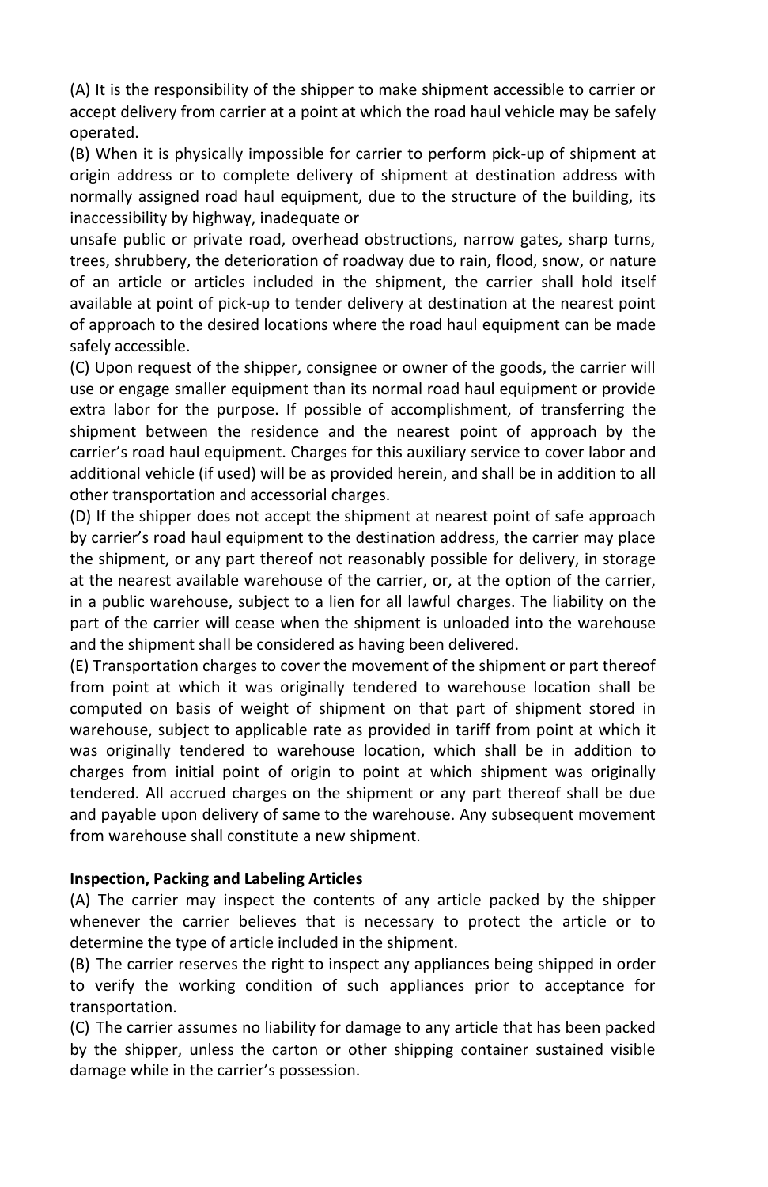(A) It is the responsibility of the shipper to make shipment accessible to carrier or accept delivery from carrier at a point at which the road haul vehicle may be safely operated.

(B) When it is physically impossible for carrier to perform pick-up of shipment at origin address or to complete delivery of shipment at destination address with normally assigned road haul equipment, due to the structure of the building, its inaccessibility by highway, inadequate or unsafe public or private road, overhead obstructions, narrow gates, sharp turns, trees, shrubbery, the deterioration of roadway due to rain, flood, snow, or nature of an article or articles included in the shipment, the carrier shall hold itself available at point of pick-up to tender delivery at destination at the nearest point of approach to the desired locations where the road haul equipment can be made safely accessible.

(C) Upon request of the shipper, consignee or owner of the goods, the carrier will use or engage smaller equipment than its normal road haul equipment or provide extra labor for the purpose. If possible of accomplishment, of transferring the shipment between the residence and the nearest point of approach by the carrier's road haul equipment. Charges for this auxiliary service to cover labor and additional vehicle (if used) will be as provided herein, and shall be in addition to all other transportation and accessorial charges.

(D) If the shipper does not accept the shipment at nearest point of safe approach by carrier's road haul equipment to the destination address, the carrier may place the shipment, or any part thereof not reasonably possible for delivery, in storage at the nearest available warehouse of the carrier, or, at the option of the carrier, in a public warehouse, subject to a lien for all lawful charges. The liability on the part of the carrier will cease when the shipment is unloaded into the warehouse and the shipment shall be considered as having been delivered.

(E) Transportation charges to cover the movement of the shipment or part thereof from point at which it was originally tendered to warehouse location shall be computed on basis of weight of shipment on that part of shipment stored in warehouse, subject to applicable rate as provided in tariff from point at which it was originally tendered to warehouse location, which shall be in addition to charges from initial point of origin to point at which shipment was originally tendered. All accrued charges on the shipment or any part thereof shall be due and payable upon delivery of same to the warehouse. Any subsequent movement from warehouse shall constitute a new shipment.

**Inspection, Packing and Labeling Articles**

(A) The carrier may inspect the contents of any article packed by the shipper whenever the carrier believes that is necessary to protect the article or to determine the type of article included in the shipment.

(B) The carrier reserves the right to inspect any appliances being shipped in order to verify the working condition of such appliances prior to acceptance for transportation.

(C) The carrier assumes no liability for damage to any article that has been packed by the shipper, unless the carton or other shipping container sustained visible damage while in the carrier's possession.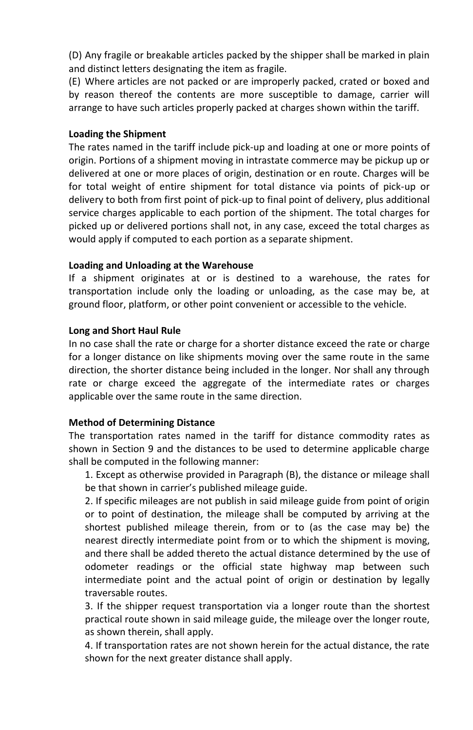(D) Any fragile or breakable articles packed by the shipper shall be marked in plain and distinct letters designating the item as fragile.

(E) Where articles are not packed or are improperly packed, crated or boxed and by reason thereof the contents are more susceptible to damage, carrier will arrange to have such articles properly packed at charges shown within the tariff.

**Loading the Shipment**

The rates named in the tariff include pick-up and loading at one or more points of origin. Portions of a shipment moving in intrastate commerce may be pickup up or delivered at one or more places of origin, destination or en route. Charges will be for total weight of entire shipment for total distance via points of pick-up or delivery to both from first point of pick-up to final point of delivery, plus additional service charges applicable to each portion of the shipment. The total charges for picked up or delivered portions shall not, in any case, exceed the total charges as would apply if computed to each portion as a separate shipment.

**Loading and Unloading at the Warehouse**

If a shipment originates at or is destined to a warehouse, the rates for transportation include only the loading or unloading, as the case may be, at ground floor, platform, or other point convenient or accessible to the vehicle.

**Long and Short Haul Rule**

In no case shall the rate or charge for a shorter distance exceed the rate or charge for a longer distance on like shipments moving over the same route in the same direction, the shorter distance being included in the longer. Nor shall any through rate or charge exceed the aggregate of the intermediate rates or charges applicable over the same route in the same direction.

**Method of Determining Distance**

The transportation rates named in the tariff for distance commodity rates as shown in Section 9 and the distances to be used to determine applicable charge shall be computed in the following manner:

1. Except as otherwise provided in Paragraph (B), the distance or mileage shall be that shown in carrier's published mileage guide.
2. If specific mileages are not publish in said mileage guide from point of origin or to point of destination, the mileage shall be computed by arriving at the shortest published mileage therein, from or to (as the case may be) the nearest directly intermediate point from or to which the shipment is moving, and there shall be added thereto the actual distance determined by the use of odometer readings or the official state highway map between such intermediate point and the actual point of origin or destination by legally traversable routes.
3. If the shipper request transportation via a longer route than the shortest practical route shown in said mileage guide, the mileage over the longer route, as shown therein, shall apply.
4. If transportation rates are not shown herein for the actual distance, the rate shown for the next greater distance shall apply.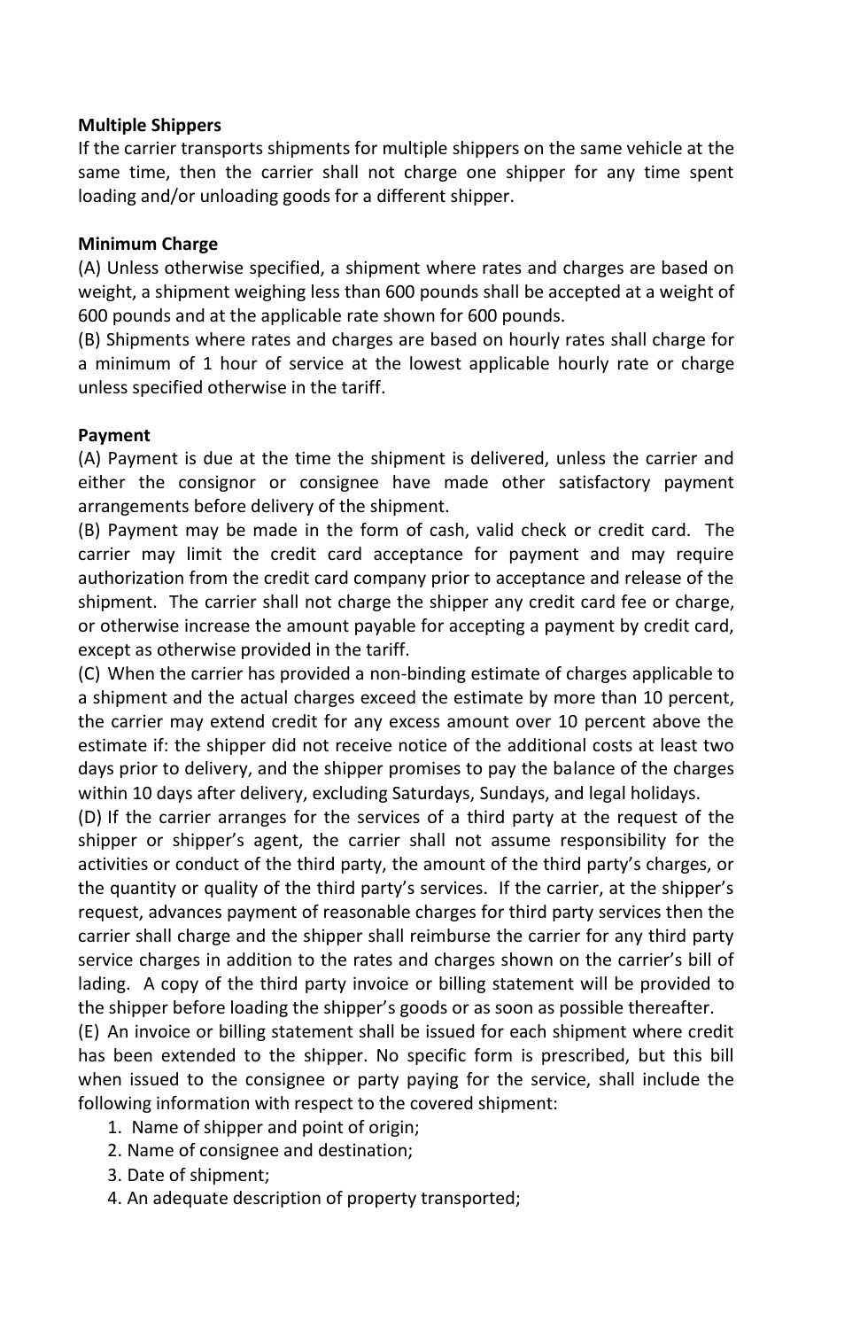**Multiple Shippers**

If the carrier transports shipments for multiple shippers on the same vehicle at the same time, then the carrier shall not charge one shipper for any time spent loading and/or unloading goods for a different shipper.

**Minimum Charge**

(A) Unless otherwise specified, a shipment where rates and charges are based on weight, a shipment weighing less than 600 pounds shall be accepted at a weight of 600 pounds and at the applicable rate shown for 600 pounds.

(B) Shipments where rates and charges are based on hourly rates shall charge for a minimum of 1 hour of service at the lowest applicable hourly rate or charge unless specified otherwise in the tariff.

**Payment**

(A) Payment is due at the time the shipment is delivered, unless the carrier and either the consignor or consignee have made other satisfactory payment arrangements before delivery of the shipment.

(B) Payment may be made in the form of cash, valid check or credit card. The carrier may limit the credit card acceptance for payment and may require authorization from the credit card company prior to acceptance and release of the shipment. The carrier shall not charge the shipper any credit card fee or charge, or otherwise increase the amount payable for accepting a payment by credit card, except as otherwise provided in the tariff.

(C) When the carrier has provided a non-binding estimate of charges applicable to a shipment and the actual charges exceed the estimate by more than 10 percent, the carrier may extend credit for any excess amount over 10 percent above the estimate if: the shipper did not receive notice of the additional costs at least two days prior to delivery, and the shipper promises to pay the balance of the charges within 10 days after delivery, excluding Saturdays, Sundays, and legal holidays.

(D) If the carrier arranges for the services of a third party at the request of the shipper or shipper's agent, the carrier shall not assume responsibility for the activities or conduct of the third party, the amount of the third party's charges, or the quantity or quality of the third party's services. If the carrier, at the shipper's request, advances payment of reasonable charges for third party services then the carrier shall charge and the shipper shall reimburse the carrier for any third party service charges in addition to the rates and charges shown on the carrier's bill of lading. A copy of the third party invoice or billing statement will be provided to the shipper before loading the shipper's goods or as soon as possible thereafter.

(E) An invoice or billing statement shall be issued for each shipment where credit has been extended to the shipper. No specific form is prescribed, but this bill when issued to the consignee or party paying for the service, shall include the following information with respect to the covered shipment:

1. Name of shipper and point of origin;
2. Name of consignee and destination;
3. Date of shipment;
4. An adequate description of property transported;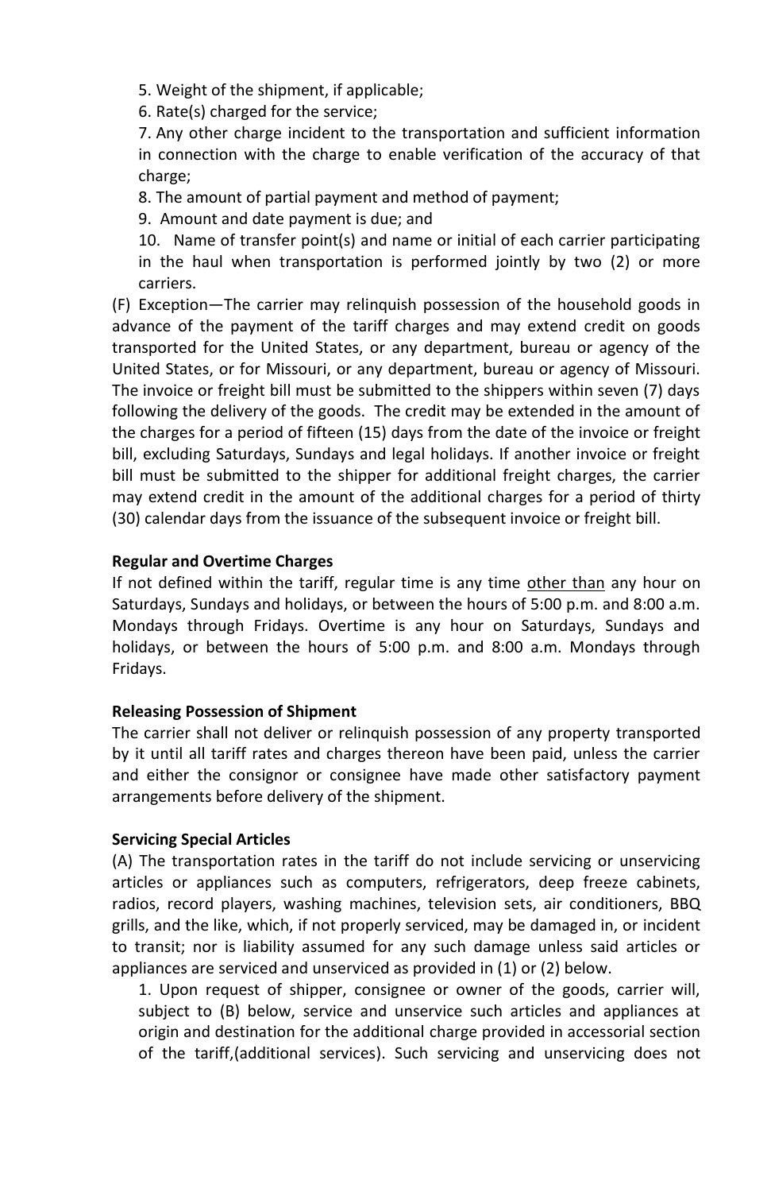5. Weight of the shipment, if applicable;
6. Rate(s) charged for the service;
7. Any other charge incident to the transportation and sufficient information in connection with the charge to enable verification of the accuracy of that charge;
8. The amount of partial payment and method of payment;
9. Amount and date payment is due; and
10. Name of transfer point(s) and name or initial of each carrier participating in the haul when transportation is performed jointly by two (2) or more carriers.

(F) Exception—The carrier may relinquish possession of the household goods in advance of the payment of the tariff charges and may extend credit on goods transported for the United States, or any department, bureau or agency of the United States, or for Missouri, or any department, bureau or agency of Missouri. The invoice or freight bill must be submitted to the shippers within seven (7) days following the delivery of the goods. The credit may be extended in the amount of the charges for a period of fifteen (15) days from the date of the invoice or freight bill, excluding Saturdays, Sundays and legal holidays. If another invoice or freight bill must be submitted to the shipper for additional freight charges, the carrier may extend credit in the amount of the additional charges for a period of thirty (30) calendar days from the issuance of the subsequent invoice or freight bill.

**Regular and Overtime Charges**

If not defined within the tariff, regular time is any time other than any hour on Saturdays, Sundays and holidays, or between the hours of 5:00 p.m. and 8:00 a.m. Mondays through Fridays. Overtime is any hour on Saturdays, Sundays and holidays, or between the hours of 5:00 p.m. and 8:00 a.m. Mondays through Fridays.

**Releasing Possession of Shipment**

The carrier shall not deliver or relinquish possession of any property transported by it until all tariff rates and charges thereon have been paid, unless the carrier and either the consignor or consignee have made other satisfactory payment arrangements before delivery of the shipment.

**Servicing Special Articles**

(A) The transportation rates in the tariff do not include servicing or unservicing articles or appliances such as computers, refrigerators, deep freeze cabinets, radios, record players, washing machines, television sets, air conditioners, BBQ grills, and the like, which, if not properly serviced, may be damaged in, or incident to transit; nor is liability assumed for any such damage unless said articles or appliances are serviced and unserviced as provided in (1) or (2) below.

1. Upon request of shipper, consignee or owner of the goods, carrier will, subject to (B) below, service and unservice such articles and appliances at origin and destination for the additional charge provided in accessorial section of the tariff,(additional services). Such servicing and unservicing does not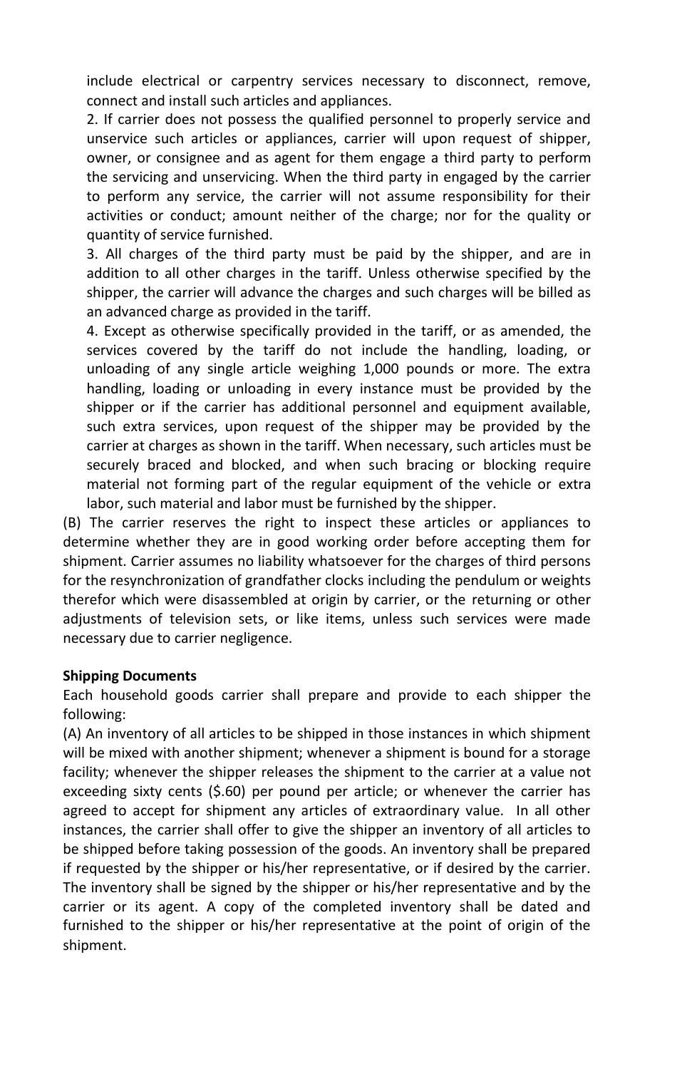include electrical or carpentry services necessary to disconnect, remove, connect and install such articles and appliances.

2. If carrier does not possess the qualified personnel to properly service and unservice such articles or appliances, carrier will upon request of shipper, owner, or consignee and as agent for them engage a third party to perform the servicing and unservicing. When the third party in engaged by the carrier to perform any service, the carrier will not assume responsibility for their activities or conduct; amount neither of the charge; nor for the quality or quantity of service furnished.

3. All charges of the third party must be paid by the shipper, and are in addition to all other charges in the tariff. Unless otherwise specified by the shipper, the carrier will advance the charges and such charges will be billed as an advanced charge as provided in the tariff.

4. Except as otherwise specifically provided in the tariff, or as amended, the services covered by the tariff do not include the handling, loading, or unloading of any single article weighing 1,000 pounds or more. The extra handling, loading or unloading in every instance must be provided by the shipper or if the carrier has additional personnel and equipment available, such extra services, upon request of the shipper may be provided by the carrier at charges as shown in the tariff. When necessary, such articles must be securely braced and blocked, and when such bracing or blocking require material not forming part of the regular equipment of the vehicle or extra labor, such material and labor must be furnished by the shipper.

(B) The carrier reserves the right to inspect these articles or appliances to determine whether they are in good working order before accepting them for shipment. Carrier assumes no liability whatsoever for the charges of third persons for the resynchronization of grandfather clocks including the pendulum or weights therefor which were disassembled at origin by carrier, or the returning or other adjustments of television sets, or like items, unless such services were made necessary due to carrier negligence.

**Shipping Documents**

Each household goods carrier shall prepare and provide to each shipper the following:

(A) An inventory of all articles to be shipped in those instances in which shipment will be mixed with another shipment; whenever a shipment is bound for a storage facility; whenever the shipper releases the shipment to the carrier at a value not exceeding sixty cents ($.60) per pound per article; or whenever the carrier has agreed to accept for shipment any articles of extraordinary value. In all other instances, the carrier shall offer to give the shipper an inventory of all articles to be shipped before taking possession of the goods. An inventory shall be prepared if requested by the shipper or his/her representative, or if desired by the carrier. The inventory shall be signed by the shipper or his/her representative and by the carrier or its agent. A copy of the completed inventory shall be dated and furnished to the shipper or his/her representative at the point of origin of the shipment.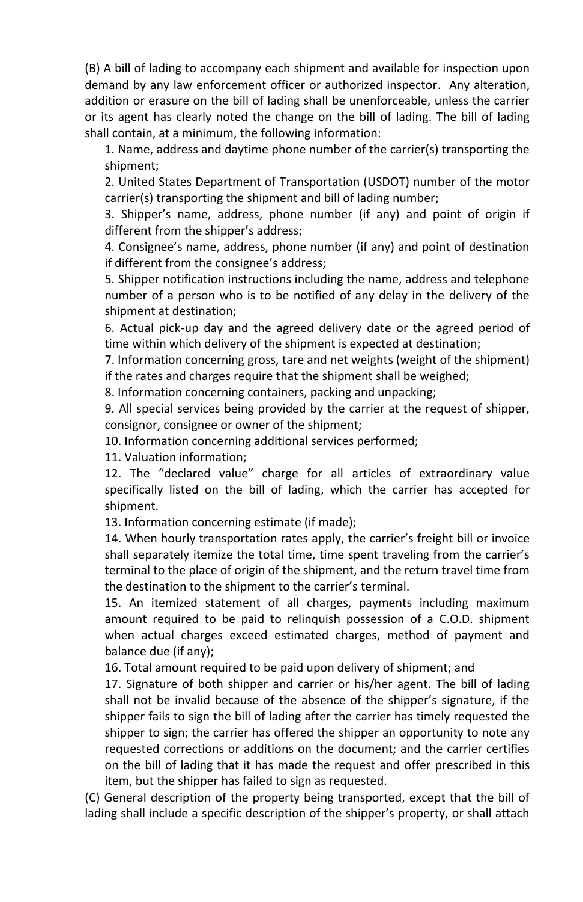(B) A bill of lading to accompany each shipment and available for inspection upon demand by any law enforcement officer or authorized inspector. Any alteration, addition or erasure on the bill of lading shall be unenforceable, unless the carrier or its agent has clearly noted the change on the bill of lading. The bill of lading shall contain, at a minimum, the following information:

1. Name, address and daytime phone number of the carrier(s) transporting the shipment;
2. United States Department of Transportation (USDOT) number of the motor carrier(s) transporting the shipment and bill of lading number;
3. Shipper's name, address, phone number (if any) and point of origin if different from the shipper's address;
4. Consignee's name, address, phone number (if any) and point of destination if different from the consignee's address;
5. Shipper notification instructions including the name, address and telephone number of a person who is to be notified of any delay in the delivery of the shipment at destination;
6. Actual pick-up day and the agreed delivery date or the agreed period of time within which delivery of the shipment is expected at destination;
7. Information concerning gross, tare and net weights (weight of the shipment) if the rates and charges require that the shipment shall be weighed;
8. Information concerning containers, packing and unpacking;
9. All special services being provided by the carrier at the request of shipper, consignor, consignee or owner of the shipment;
10. Information concerning additional services performed;
11. Valuation information;
12. The "declared value" charge for all articles of extraordinary value specifically listed on the bill of lading, which the carrier has accepted for shipment.
13. Information concerning estimate (if made);
14. When hourly transportation rates apply, the carrier's freight bill or invoice shall separately itemize the total time, time spent traveling from the carrier's terminal to the place of origin of the shipment, and the return travel time from the destination to the shipment to the carrier's terminal.
15. An itemized statement of all charges, payments including maximum amount required to be paid to relinquish possession of a C.O.D. shipment when actual charges exceed estimated charges, method of payment and balance due (if any);
16. Total amount required to be paid upon delivery of shipment; and
17. Signature of both shipper and carrier or his/her agent. The bill of lading shall not be invalid because of the absence of the shipper's signature, if the shipper fails to sign the bill of lading after the carrier has timely requested the shipper to sign; the carrier has offered the shipper an opportunity to note any requested corrections or additions on the document; and the carrier certifies on the bill of lading that it has made the request and offer prescribed in this item, but the shipper has failed to sign as requested.

(C) General description of the property being transported, except that the bill of lading shall include a specific description of the shipper's property, or shall attach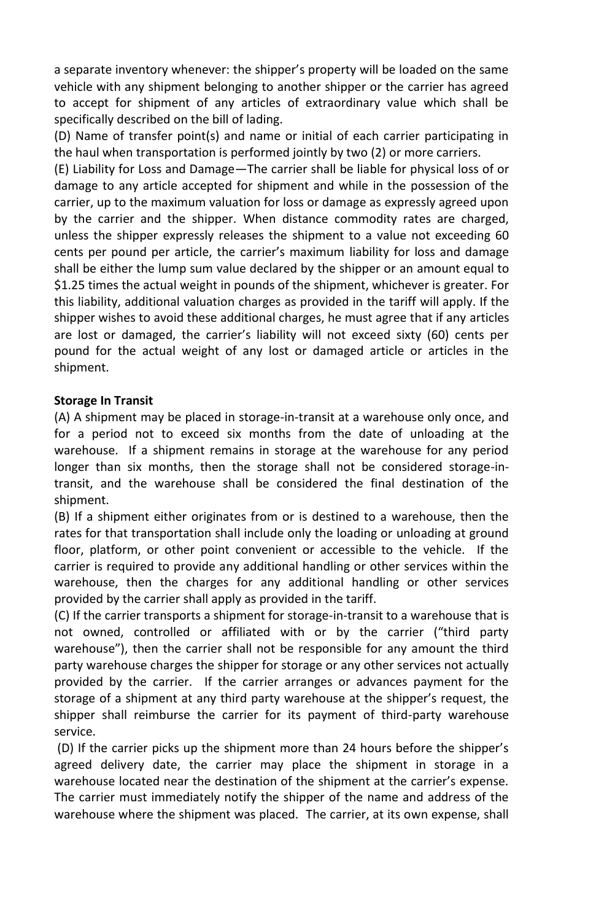a separate inventory whenever: the shipper's property will be loaded on the same vehicle with any shipment belonging to another shipper or the carrier has agreed to accept for shipment of any articles of extraordinary value which shall be specifically described on the bill of lading.

(D) Name of transfer point(s) and name or initial of each carrier participating in the haul when transportation is performed jointly by two (2) or more carriers.

(E) Liability for Loss and Damage—The carrier shall be liable for physical loss of or damage to any article accepted for shipment and while in the possession of the carrier, up to the maximum valuation for loss or damage as expressly agreed upon by the carrier and the shipper. When distance commodity rates are charged, unless the shipper expressly releases the shipment to a value not exceeding 60 cents per pound per article, the carrier's maximum liability for loss and damage shall be either the lump sum value declared by the shipper or an amount equal to $1.25 times the actual weight in pounds of the shipment, whichever is greater. For this liability, additional valuation charges as provided in the tariff will apply. If the shipper wishes to avoid these additional charges, he must agree that if any articles are lost or damaged, the carrier's liability will not exceed sixty (60) cents per pound for the actual weight of any lost or damaged article or articles in the shipment.

**Storage In Transit**

(A) A shipment may be placed in storage-in-transit at a warehouse only once, and for a period not to exceed six months from the date of unloading at the warehouse. If a shipment remains in storage at the warehouse for any period longer than six months, then the storage shall not be considered storage-in-transit, and the warehouse shall be considered the final destination of the shipment.

(B) If a shipment either originates from or is destined to a warehouse, then the rates for that transportation shall include only the loading or unloading at ground floor, platform, or other point convenient or accessible to the vehicle. If the carrier is required to provide any additional handling or other services within the warehouse, then the charges for any additional handling or other services provided by the carrier shall apply as provided in the tariff.

(C) If the carrier transports a shipment for storage-in-transit to a warehouse that is not owned, controlled or affiliated with or by the carrier ("third party warehouse"), then the carrier shall not be responsible for any amount the third party warehouse charges the shipper for storage or any other services not actually provided by the carrier. If the carrier arranges or advances payment for the storage of a shipment at any third party warehouse at the shipper's request, the shipper shall reimburse the carrier for its payment of third-party warehouse service.

(D) If the carrier picks up the shipment more than 24 hours before the shipper's agreed delivery date, the carrier may place the shipment in storage in a warehouse located near the destination of the shipment at the carrier's expense. The carrier must immediately notify the shipper of the name and address of the warehouse where the shipment was placed. The carrier, at its own expense, shall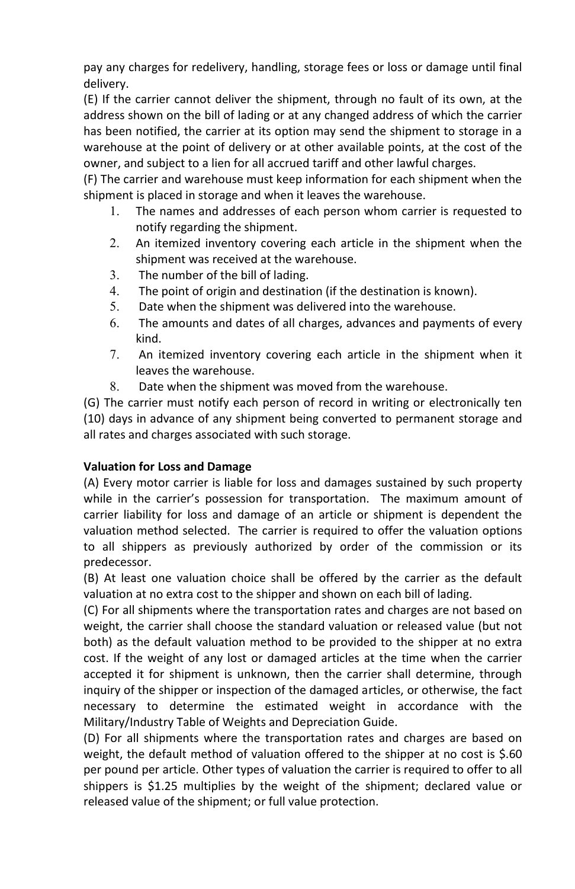pay any charges for redelivery, handling, storage fees or loss or damage until final delivery.

(E) If the carrier cannot deliver the shipment, through no fault of its own, at the address shown on the bill of lading or at any changed address of which the carrier has been notified, the carrier at its option may send the shipment to storage in a warehouse at the point of delivery or at other available points, at the cost of the owner, and subject to a lien for all accrued tariff and other lawful charges.

(F) The carrier and warehouse must keep information for each shipment when the shipment is placed in storage and when it leaves the warehouse.

1. The names and addresses of each person whom carrier is requested to notify regarding the shipment.
2. An itemized inventory covering each article in the shipment when the shipment was received at the warehouse.
3. The number of the bill of lading.
4. The point of origin and destination (if the destination is known).
5. Date when the shipment was delivered into the warehouse.
6. The amounts and dates of all charges, advances and payments of every kind.
7. An itemized inventory covering each article in the shipment when it leaves the warehouse.
8. Date when the shipment was moved from the warehouse.

(G) The carrier must notify each person of record in writing or electronically ten (10) days in advance of any shipment being converted to permanent storage and all rates and charges associated with such storage.

**Valuation for Loss and Damage**

(A) Every motor carrier is liable for loss and damages sustained by such property while in the carrier's possession for transportation. The maximum amount of carrier liability for loss and damage of an article or shipment is dependent the valuation method selected. The carrier is required to offer the valuation options to all shippers as previously authorized by order of the commission or its predecessor.

(B) At least one valuation choice shall be offered by the carrier as the default valuation at no extra cost to the shipper and shown on each bill of lading.

(C) For all shipments where the transportation rates and charges are not based on weight, the carrier shall choose the standard valuation or released value (but not both) as the default valuation method to be provided to the shipper at no extra cost. If the weight of any lost or damaged articles at the time when the carrier accepted it for shipment is unknown, then the carrier shall determine, through inquiry of the shipper or inspection of the damaged articles, or otherwise, the fact necessary to determine the estimated weight in accordance with the Military/Industry Table of Weights and Depreciation Guide.

(D) For all shipments where the transportation rates and charges are based on weight, the default method of valuation offered to the shipper at no cost is $.60 per pound per article. Other types of valuation the carrier is required to offer to all shippers is $1.25 multiplies by the weight of the shipment; declared value or released value of the shipment; or full value protection.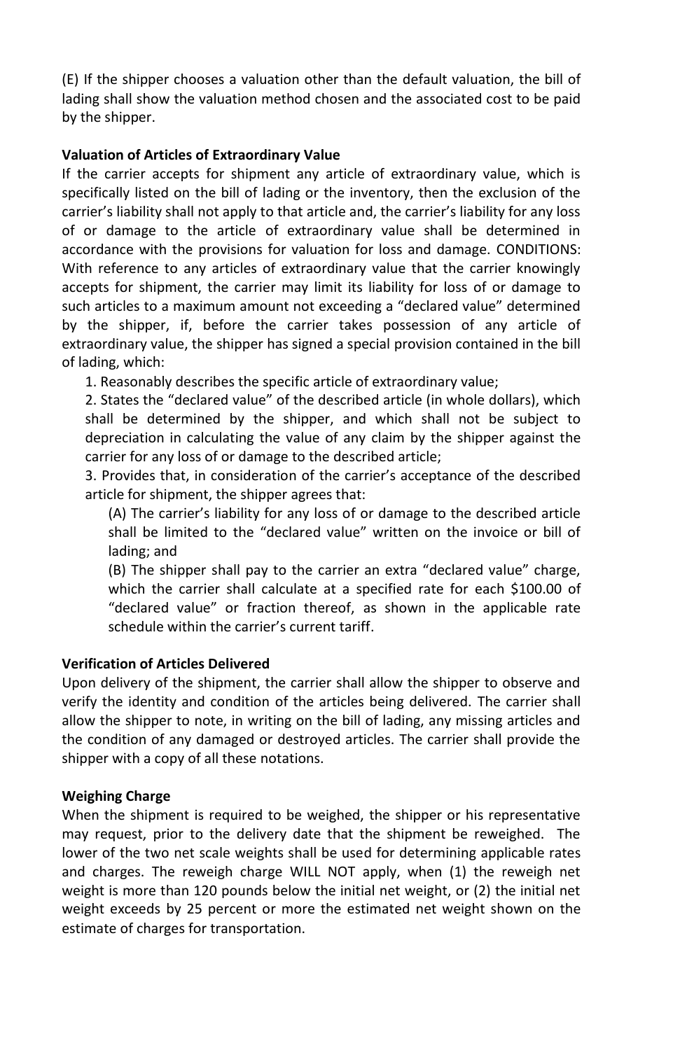(E) If the shipper chooses a valuation other than the default valuation, the bill of lading shall show the valuation method chosen and the associated cost to be paid by the shipper.

**Valuation of Articles of Extraordinary Value**

If the carrier accepts for shipment any article of extraordinary value, which is specifically listed on the bill of lading or the inventory, then the exclusion of the carrier's liability shall not apply to that article and, the carrier's liability for any loss of or damage to the article of extraordinary value shall be determined in accordance with the provisions for valuation for loss and damage. CONDITIONS: With reference to any articles of extraordinary value that the carrier knowingly accepts for shipment, the carrier may limit its liability for loss of or damage to such articles to a maximum amount not exceeding a "declared value" determined by the shipper, if, before the carrier takes possession of any article of extraordinary value, the shipper has signed a special provision contained in the bill of lading, which:

1. Reasonably describes the specific article of extraordinary value;
2. States the "declared value" of the described article (in whole dollars), which shall be determined by the shipper, and which shall not be subject to depreciation in calculating the value of any claim by the shipper against the carrier for any loss of or damage to the described article;
3. Provides that, in consideration of the carrier's acceptance of the described article for shipment, the shipper agrees that:
   (A) The carrier's liability for any loss of or damage to the described article shall be limited to the "declared value" written on the invoice or bill of lading; and
   (B) The shipper shall pay to the carrier an extra "declared value" charge, which the carrier shall calculate at a specified rate for each $100.00 of "declared value" or fraction thereof, as shown in the applicable rate schedule within the carrier's current tariff.

**Verification of Articles Delivered**

Upon delivery of the shipment, the carrier shall allow the shipper to observe and verify the identity and condition of the articles being delivered. The carrier shall allow the shipper to note, in writing on the bill of lading, any missing articles and the condition of any damaged or destroyed articles. The carrier shall provide the shipper with a copy of all these notations.

**Weighing Charge**

When the shipment is required to be weighed, the shipper or his representative may request, prior to the delivery date that the shipment be reweighed. The lower of the two net scale weights shall be used for determining applicable rates and charges. The reweigh charge WILL NOT apply, when (1) the reweigh net weight is more than 120 pounds below the initial net weight, or (2) the initial net weight exceeds by 25 percent or more the estimated net weight shown on the estimate of charges for transportation.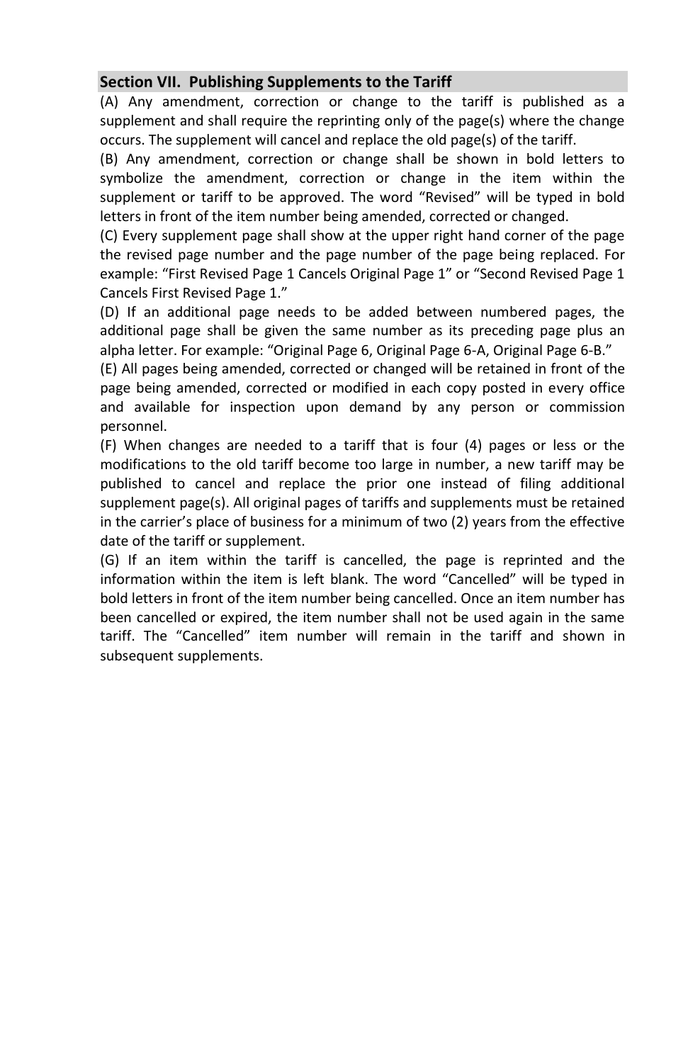## Section VII. Publishing Supplements to the Tariff

(A) Any amendment, correction or change to the tariff is published as a supplement and shall require the reprinting only of the page(s) where the change occurs. The supplement will cancel and replace the old page(s) of the tariff.

(B) Any amendment, correction or change shall be shown in bold letters to symbolize the amendment, correction or change in the item within the supplement or tariff to be approved. The word "Revised" will be typed in bold letters in front of the item number being amended, corrected or changed.

(C) Every supplement page shall show at the upper right hand corner of the page the revised page number and the page number of the page being replaced. For example: "First Revised Page 1 Cancels Original Page 1" or "Second Revised Page 1 Cancels First Revised Page 1."

(D) If an additional page needs to be added between numbered pages, the additional page shall be given the same number as its preceding page plus an alpha letter. For example: "Original Page 6, Original Page 6-A, Original Page 6-B."

(E) All pages being amended, corrected or changed will be retained in front of the page being amended, corrected or modified in each copy posted in every office and available for inspection upon demand by any person or commission personnel.

(F) When changes are needed to a tariff that is four (4) pages or less or the modifications to the old tariff become too large in number, a new tariff may be published to cancel and replace the prior one instead of filing additional supplement page(s). All original pages of tariffs and supplements must be retained in the carrier's place of business for a minimum of two (2) years from the effective date of the tariff or supplement.

(G) If an item within the tariff is cancelled, the page is reprinted and the information within the item is left blank. The word "Cancelled" will be typed in bold letters in front of the item number being cancelled. Once an item number has been cancelled or expired, the item number shall not be used again in the same tariff. The "Cancelled" item number will remain in the tariff and shown in subsequent supplements.